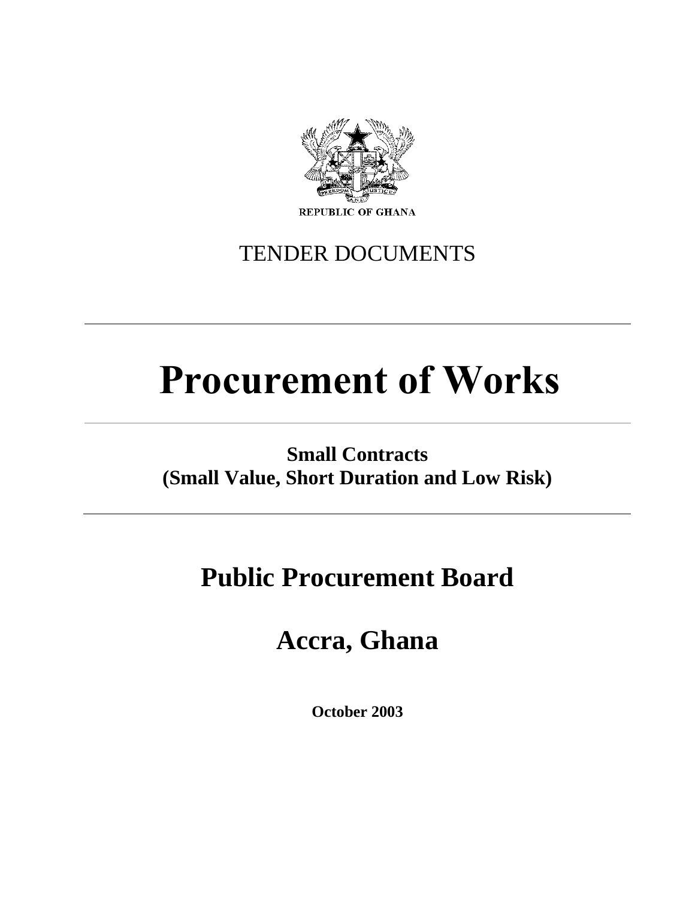REPUBLIC OF GHANA

TENDER DOCUMENTS

---

# Procurement of Works

---

**Small Contracts**
**(Small Value, Short Duration and Low Risk)**

---

## Public Procurement Board

## Accra, Ghana

**October 2003**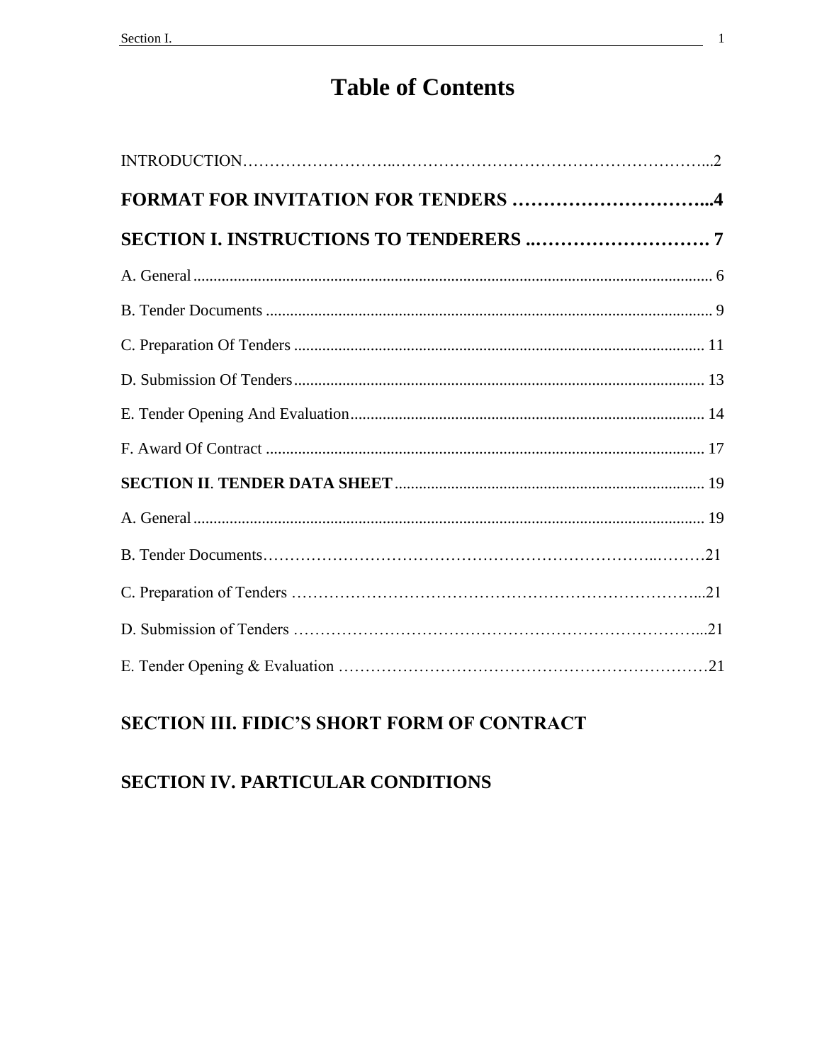# Table of Contents

INTRODUCTION…………………….…..……………….…………………………………………...2

**FORMAT FOR INVITATION FOR TENDERS …………………………...4**

**SECTION I. INSTRUCTIONS TO TENDERERS ..………………………. 7**

A. General ............................................................................................................................ 6

B. Tender Documents ........................................................................................................... 9

C. Preparation Of Tenders .................................................................................................... 11

D. Submission Of Tenders..................................................................................................... 13

E. Tender Opening And Evaluation....................................................................................... 14

F. Award Of Contract ............................................................................................................ 17

**SECTION II. TENDER DATA SHEET** ........................................................................... 19

A. General ............................................................................................................................ 19

B. Tender Documents………………………………………………………………..………21

C. Preparation of Tenders ……………………………………………………………………...21

D. Submission of Tenders …………………………………………………………………...21

E. Tender Opening & Evaluation ………………………………………………………………21

**SECTION III. FIDIC'S SHORT FORM OF CONTRACT**

**SECTION IV. PARTICULAR CONDITIONS**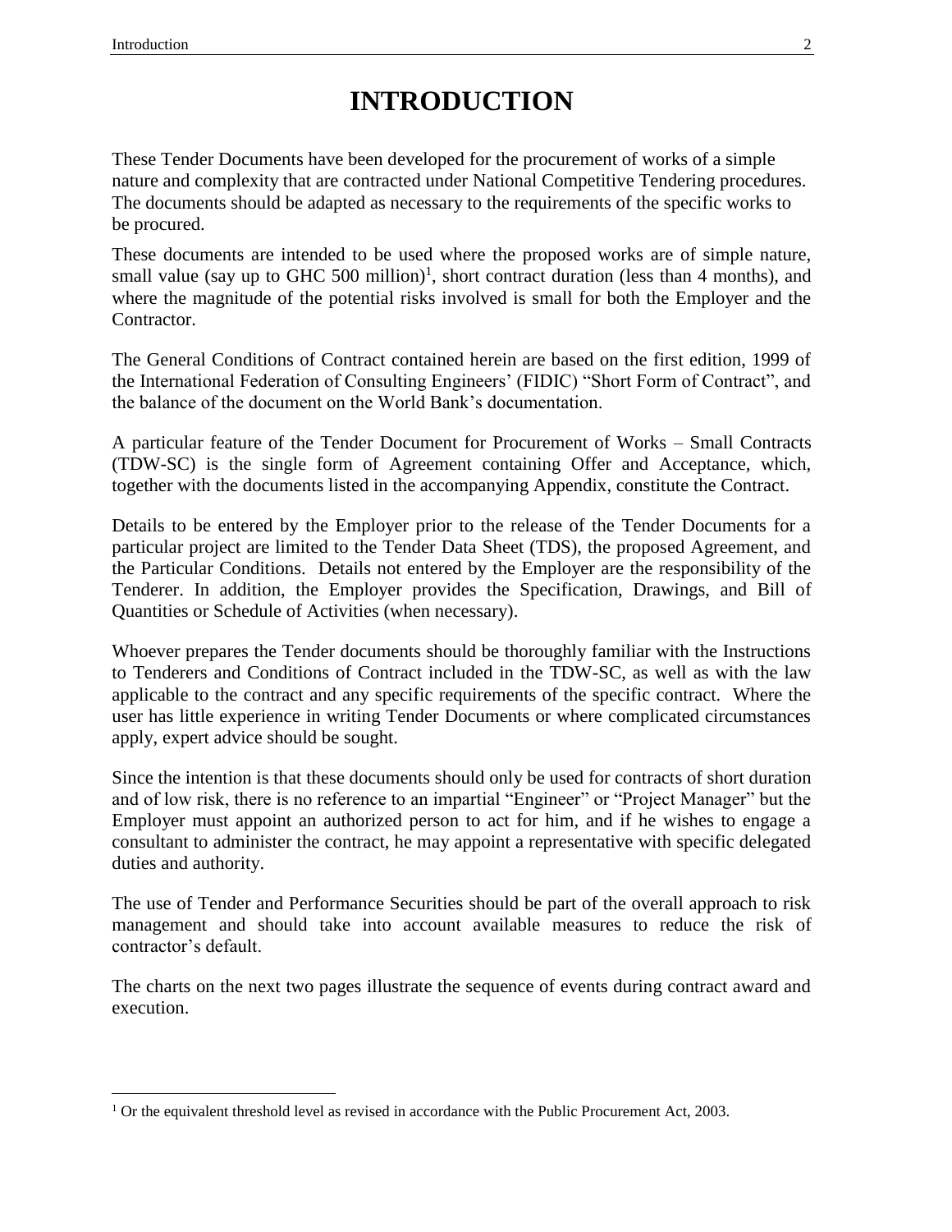# INTRODUCTION

These Tender Documents have been developed for the procurement of works of a simple nature and complexity that are contracted under National Competitive Tendering procedures. The documents should be adapted as necessary to the requirements of the specific works to be procured.

These documents are intended to be used where the proposed works are of simple nature, small value (say up to GHC 500 million)[1], short contract duration (less than 4 months), and where the magnitude of the potential risks involved is small for both the Employer and the Contractor.

The General Conditions of Contract contained herein are based on the first edition, 1999 of the International Federation of Consulting Engineers' (FIDIC) "Short Form of Contract", and the balance of the document on the World Bank's documentation.

A particular feature of the Tender Document for Procurement of Works – Small Contracts (TDW-SC) is the single form of Agreement containing Offer and Acceptance, which, together with the documents listed in the accompanying Appendix, constitute the Contract.

Details to be entered by the Employer prior to the release of the Tender Documents for a particular project are limited to the Tender Data Sheet (TDS), the proposed Agreement, and the Particular Conditions. Details not entered by the Employer are the responsibility of the Tenderer. In addition, the Employer provides the Specification, Drawings, and Bill of Quantities or Schedule of Activities (when necessary).

Whoever prepares the Tender documents should be thoroughly familiar with the Instructions to Tenderers and Conditions of Contract included in the TDW-SC, as well as with the law applicable to the contract and any specific requirements of the specific contract. Where the user has little experience in writing Tender Documents or where complicated circumstances apply, expert advice should be sought.

Since the intention is that these documents should only be used for contracts of short duration and of low risk, there is no reference to an impartial "Engineer" or "Project Manager" but the Employer must appoint an authorized person to act for him, and if he wishes to engage a consultant to administer the contract, he may appoint a representative with specific delegated duties and authority.

The use of Tender and Performance Securities should be part of the overall approach to risk management and should take into account available measures to reduce the risk of contractor's default.

The charts on the next two pages illustrate the sequence of events during contract award and execution.

[1] Or the equivalent threshold level as revised in accordance with the Public Procurement Act, 2003.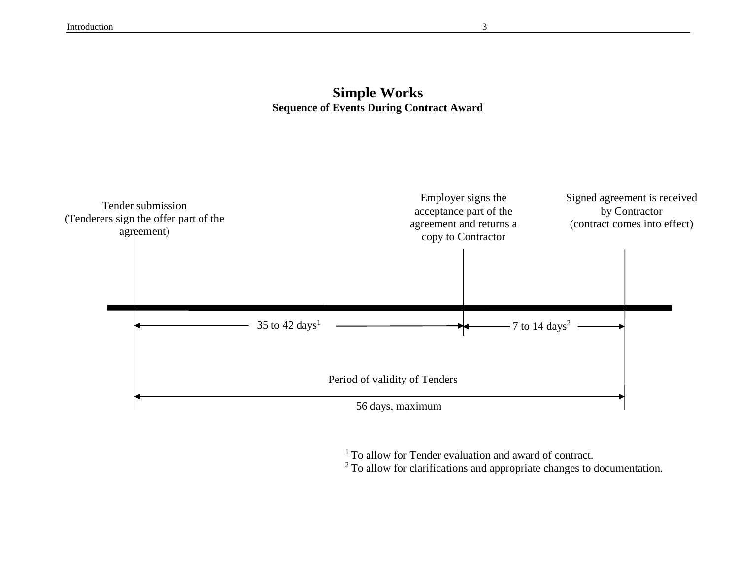# Simple Works

## Sequence of Events During Contract Award

Tender submission
(Tenderers sign the offer part of the agreement)

Employer signs the acceptance part of the agreement and returns a copy to Contractor

Signed agreement is received by Contractor
(contract comes into effect)

35 to 42 days[1]

7 to 14 days[2]

Period of validity of Tenders

56 days, maximum

[1] To allow for Tender evaluation and award of contract.
[2] To allow for clarifications and appropriate changes to documentation.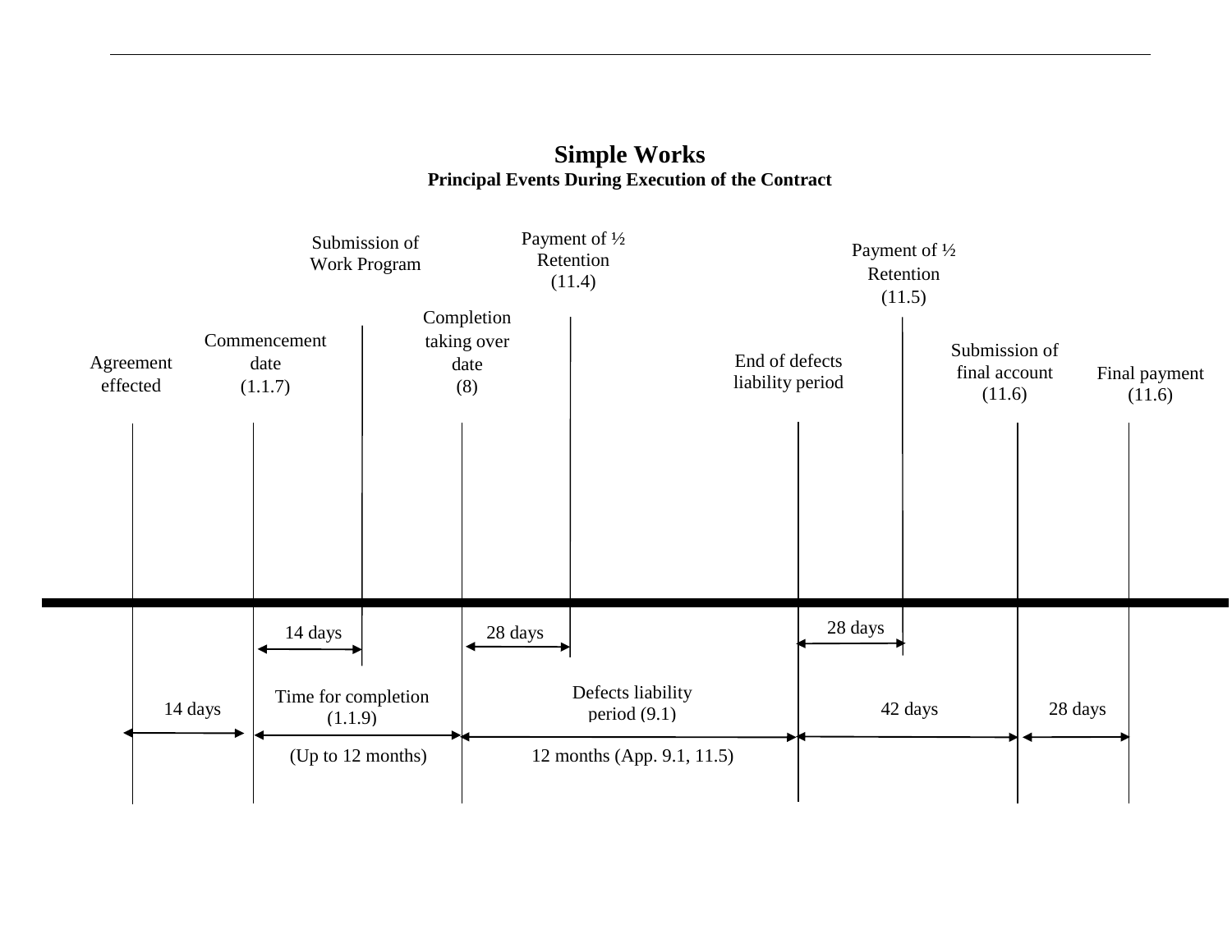# Simple Works

**Principal Events During Execution of the Contract**

Agreement effected

Commencement date (1.1.7)

Submission of Work Program

Completion taking over date (8)

Payment of ½ Retention (11.4)

End of defects liability period

Payment of ½ Retention (11.5)

Submission of final account (11.6)

Final payment (11.6)

14 days

28 days

28 days

14 days

Time for completion (1.1.9)

(Up to 12 months)

Defects liability period (9.1)

12 months (App. 9.1, 11.5)

42 days

28 days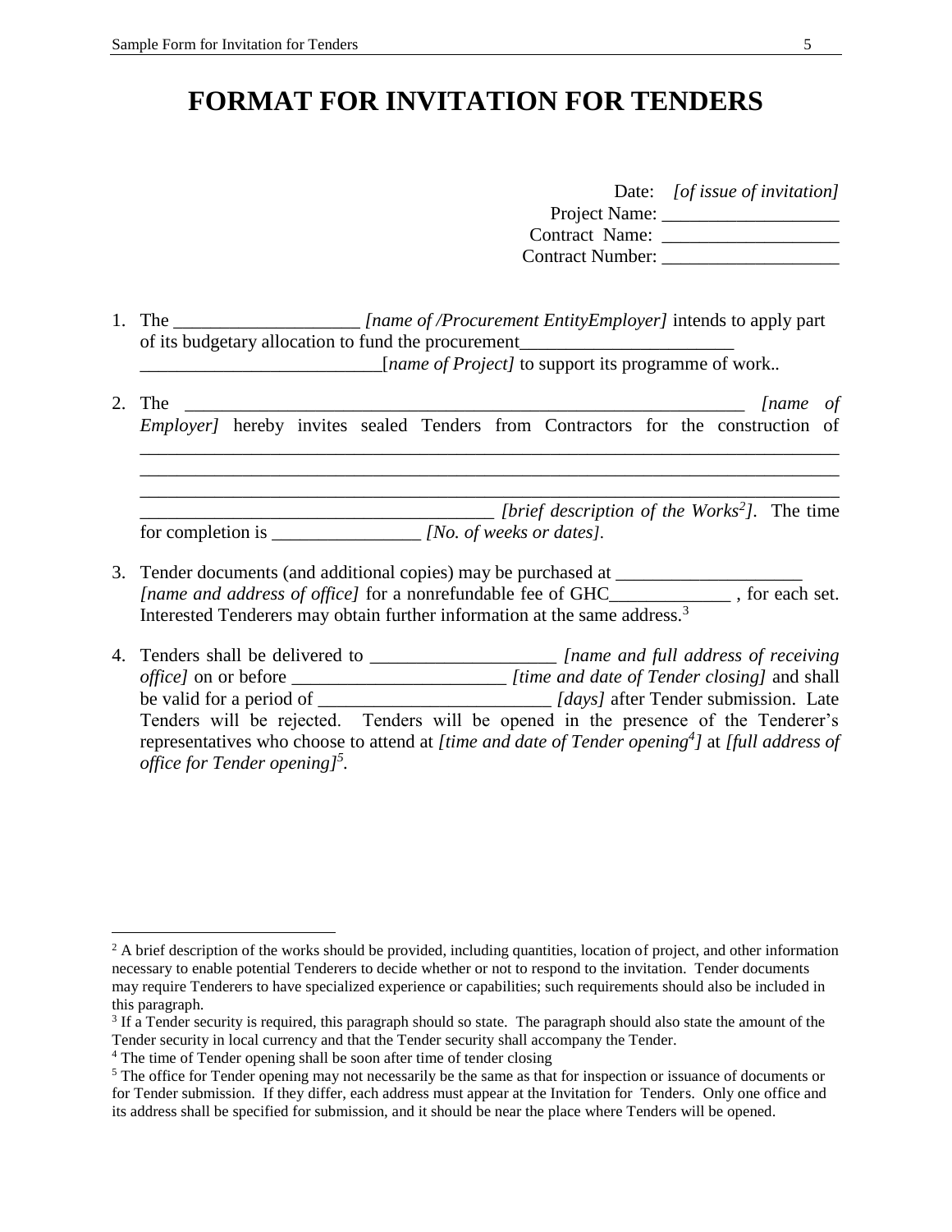# FORMAT FOR INVITATION FOR TENDERS

Date: *[of issue of invitation]*
Project Name: ___________________
Contract Name: ___________________
Contract Number: ___________________

1. The ____________________ *[name of /Procurement EntityEmployer]* intends to apply part of its budgetary allocation to fund the procurement_______________________ __________________________[*name of Project]* to support its programme of work..

2. The ______________________________________________________________ *[name of Employer]* hereby invites sealed Tenders from Contractors for the construction of ___________________________________________________________________________ ___________________________________________________________________________ ___________________________________________________________________________ _______________________________________ *[brief description of the Works[2]]*. The time for completion is ________________ *[No. of weeks or dates]*.

3. Tender documents (and additional copies) may be purchased at ____________________ *[name and address of office]* for a nonrefundable fee of GHC_____________ , for each set. Interested Tenderers may obtain further information at the same address.[3]

4. Tenders shall be delivered to ____________________ *[name and full address of receiving office]* on or before _______________________ *[time and date of Tender closing]* and shall be valid for a period of _________________________ *[days]* after Tender submission. Late Tenders will be rejected. Tenders will be opened in the presence of the Tenderer's representatives who choose to attend at *[time and date of Tender opening[4]]* at *[full address of office for Tender opening][5]*.

---

[2] A brief description of the works should be provided, including quantities, location of project, and other information necessary to enable potential Tenderers to decide whether or not to respond to the invitation. Tender documents may require Tenderers to have specialized experience or capabilities; such requirements should also be included in this paragraph.

[3] If a Tender security is required, this paragraph should so state. The paragraph should also state the amount of the Tender security in local currency and that the Tender security shall accompany the Tender.

[4] The time of Tender opening shall be soon after time of tender closing

[5] The office for Tender opening may not necessarily be the same as that for inspection or issuance of documents or for Tender submission. If they differ, each address must appear at the Invitation for Tenders. Only one office and its address shall be specified for submission, and it should be near the place where Tenders will be opened.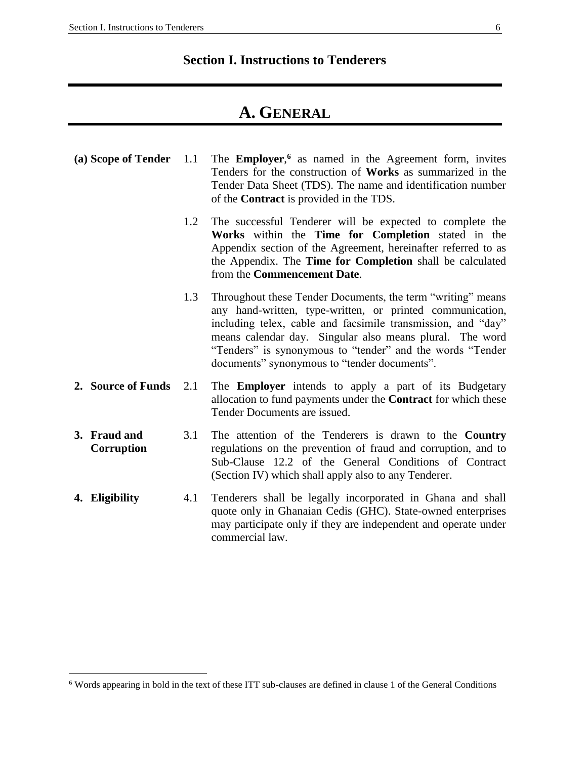# Section I. Instructions to Tenderers

## A. GENERAL

**(a) Scope of Tender**

1.1 The **Employer**,[6] as named in the Agreement form, invites Tenders for the construction of **Works** as summarized in the Tender Data Sheet (TDS). The name and identification number of the **Contract** is provided in the TDS.

1.2 The successful Tenderer will be expected to complete the **Works** within the **Time for Completion** stated in the Appendix section of the Agreement, hereinafter referred to as the Appendix. The **Time for Completion** shall be calculated from the **Commencement Date**.

1.3 Throughout these Tender Documents, the term "writing" means any hand-written, type-written, or printed communication, including telex, cable and facsimile transmission, and "day" means calendar day. Singular also means plural. The word "Tenders" is synonymous to "tender" and the words "Tender documents" synonymous to "tender documents".

**2. Source of Funds**

2.1 The **Employer** intends to apply a part of its Budgetary allocation to fund payments under the **Contract** for which these Tender Documents are issued.

**3. Fraud and Corruption**

3.1 The attention of the Tenderers is drawn to the **Country** regulations on the prevention of fraud and corruption, and to Sub-Clause 12.2 of the General Conditions of Contract (Section IV) which shall apply also to any Tenderer.

**4. Eligibility**

4.1 Tenderers shall be legally incorporated in Ghana and shall quote only in Ghanaian Cedis (GHC). State-owned enterprises may participate only if they are independent and operate under commercial law.

---

[6] Words appearing in bold in the text of these ITT sub-clauses are defined in clause 1 of the General Conditions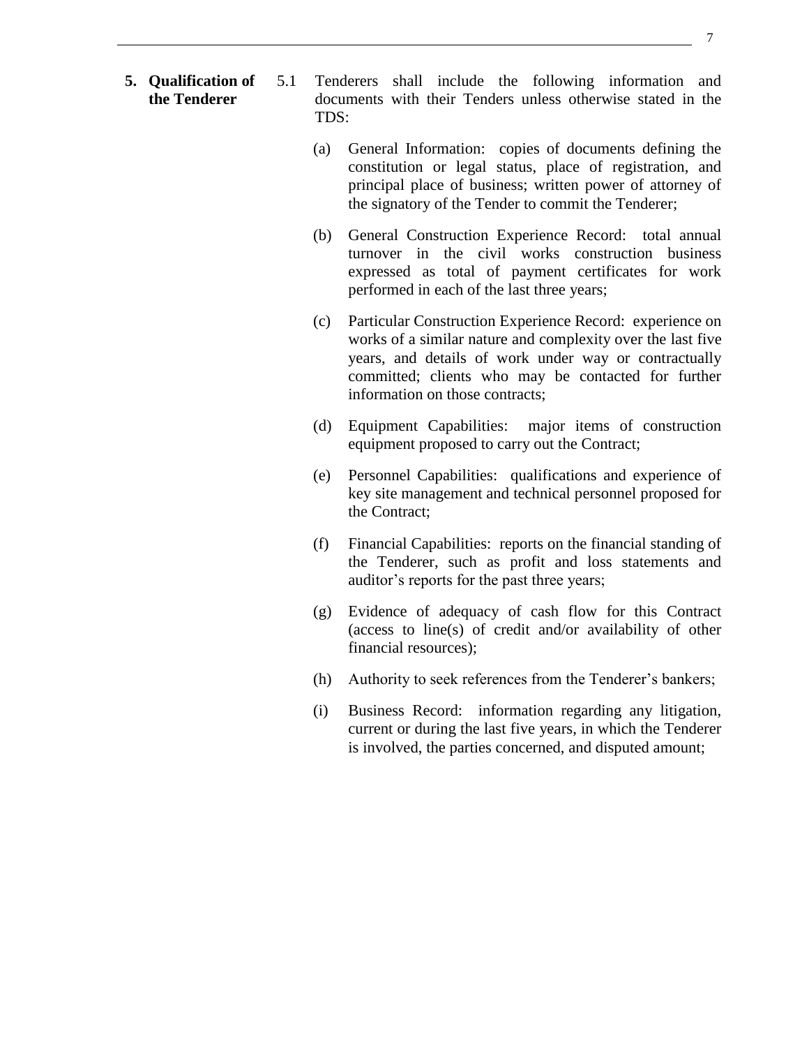**5. Qualification of the Tenderer**

5.1 Tenderers shall include the following information and documents with their Tenders unless otherwise stated in the TDS:

(a) General Information: copies of documents defining the constitution or legal status, place of registration, and principal place of business; written power of attorney of the signatory of the Tender to commit the Tenderer;

(b) General Construction Experience Record: total annual turnover in the civil works construction business expressed as total of payment certificates for work performed in each of the last three years;

(c) Particular Construction Experience Record: experience on works of a similar nature and complexity over the last five years, and details of work under way or contractually committed; clients who may be contacted for further information on those contracts;

(d) Equipment Capabilities: major items of construction equipment proposed to carry out the Contract;

(e) Personnel Capabilities: qualifications and experience of key site management and technical personnel proposed for the Contract;

(f) Financial Capabilities: reports on the financial standing of the Tenderer, such as profit and loss statements and auditor's reports for the past three years;

(g) Evidence of adequacy of cash flow for this Contract (access to line(s) of credit and/or availability of other financial resources);

(h) Authority to seek references from the Tenderer's bankers;

(i) Business Record: information regarding any litigation, current or during the last five years, in which the Tenderer is involved, the parties concerned, and disputed amount;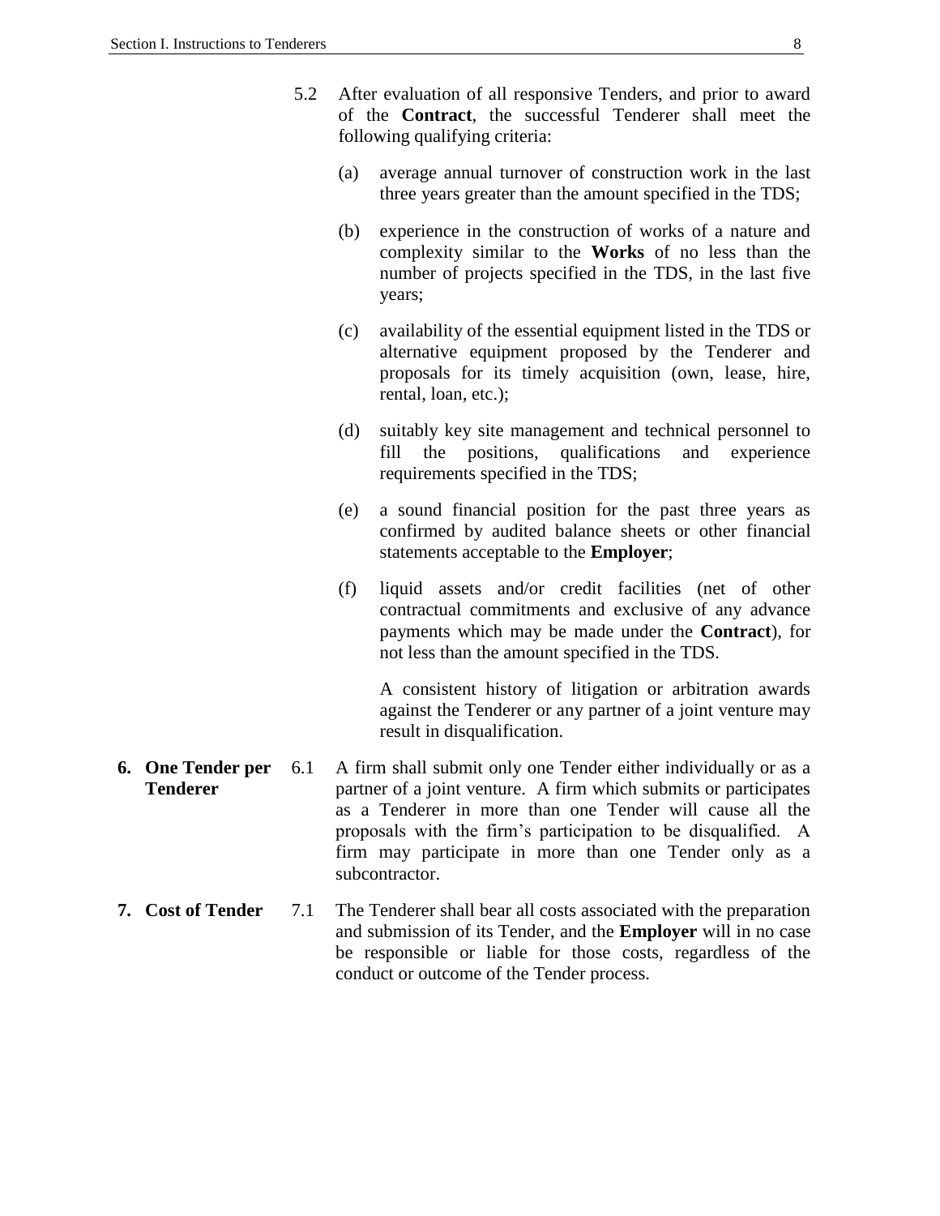5.2 After evaluation of all responsive Tenders, and prior to award of the **Contract**, the successful Tenderer shall meet the following qualifying criteria:

(a) average annual turnover of construction work in the last three years greater than the amount specified in the TDS;

(b) experience in the construction of works of a nature and complexity similar to the **Works** of no less than the number of projects specified in the TDS, in the last five years;

(c) availability of the essential equipment listed in the TDS or alternative equipment proposed by the Tenderer and proposals for its timely acquisition (own, lease, hire, rental, loan, etc.);

(d) suitably key site management and technical personnel to fill the positions, qualifications and experience requirements specified in the TDS;

(e) a sound financial position for the past three years as confirmed by audited balance sheets or other financial statements acceptable to the **Employer**;

(f) liquid assets and/or credit facilities (net of other contractual commitments and exclusive of any advance payments which may be made under the **Contract**), for not less than the amount specified in the TDS.

A consistent history of litigation or arbitration awards against the Tenderer or any partner of a joint venture may result in disqualification.

## 6. One Tender per Tenderer

6.1 A firm shall submit only one Tender either individually or as a partner of a joint venture. A firm which submits or participates as a Tenderer in more than one Tender will cause all the proposals with the firm's participation to be disqualified. A firm may participate in more than one Tender only as a subcontractor.

## 7. Cost of Tender

7.1 The Tenderer shall bear all costs associated with the preparation and submission of its Tender, and the **Employer** will in no case be responsible or liable for those costs, regardless of the conduct or outcome of the Tender process.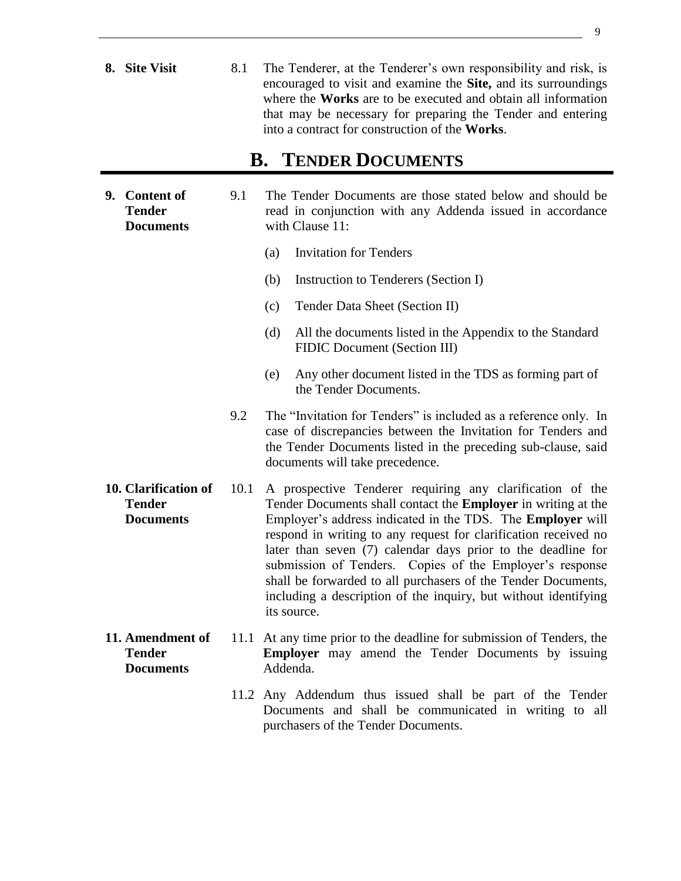**8. Site Visit**

8.1 The Tenderer, at the Tenderer's own responsibility and risk, is encouraged to visit and examine the **Site,** and its surroundings where the **Works** are to be executed and obtain all information that may be necessary for preparing the Tender and entering into a contract for construction of the **Works**.

## B. TENDER DOCUMENTS

**9. Content of Tender Documents**

9.1 The Tender Documents are those stated below and should be read in conjunction with any Addenda issued in accordance with Clause 11:

(a) Invitation for Tenders

(b) Instruction to Tenderers (Section I)

(c) Tender Data Sheet (Section II)

(d) All the documents listed in the Appendix to the Standard FIDIC Document (Section III)

(e) Any other document listed in the TDS as forming part of the Tender Documents.

9.2 The "Invitation for Tenders" is included as a reference only. In case of discrepancies between the Invitation for Tenders and the Tender Documents listed in the preceding sub-clause, said documents will take precedence.

**10. Clarification of Tender Documents**

10.1 A prospective Tenderer requiring any clarification of the Tender Documents shall contact the **Employer** in writing at the Employer's address indicated in the TDS. The **Employer** will respond in writing to any request for clarification received no later than seven (7) calendar days prior to the deadline for submission of Tenders. Copies of the Employer's response shall be forwarded to all purchasers of the Tender Documents, including a description of the inquiry, but without identifying its source.

**11. Amendment of Tender Documents**

11.1 At any time prior to the deadline for submission of Tenders, the **Employer** may amend the Tender Documents by issuing Addenda.

11.2 Any Addendum thus issued shall be part of the Tender Documents and shall be communicated in writing to all purchasers of the Tender Documents.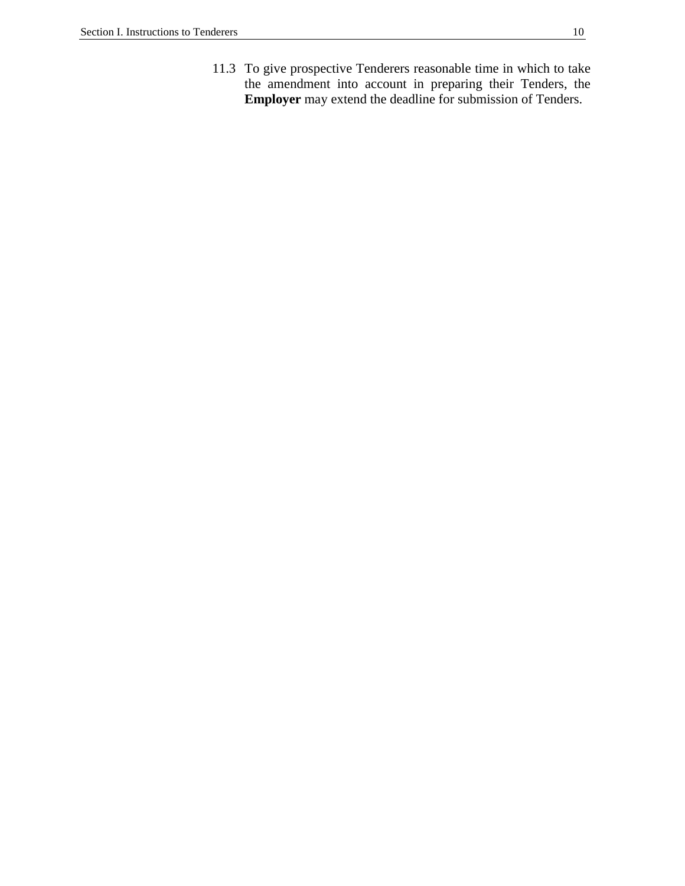11.3 To give prospective Tenderers reasonable time in which to take the amendment into account in preparing their Tenders, the **Employer** may extend the deadline for submission of Tenders.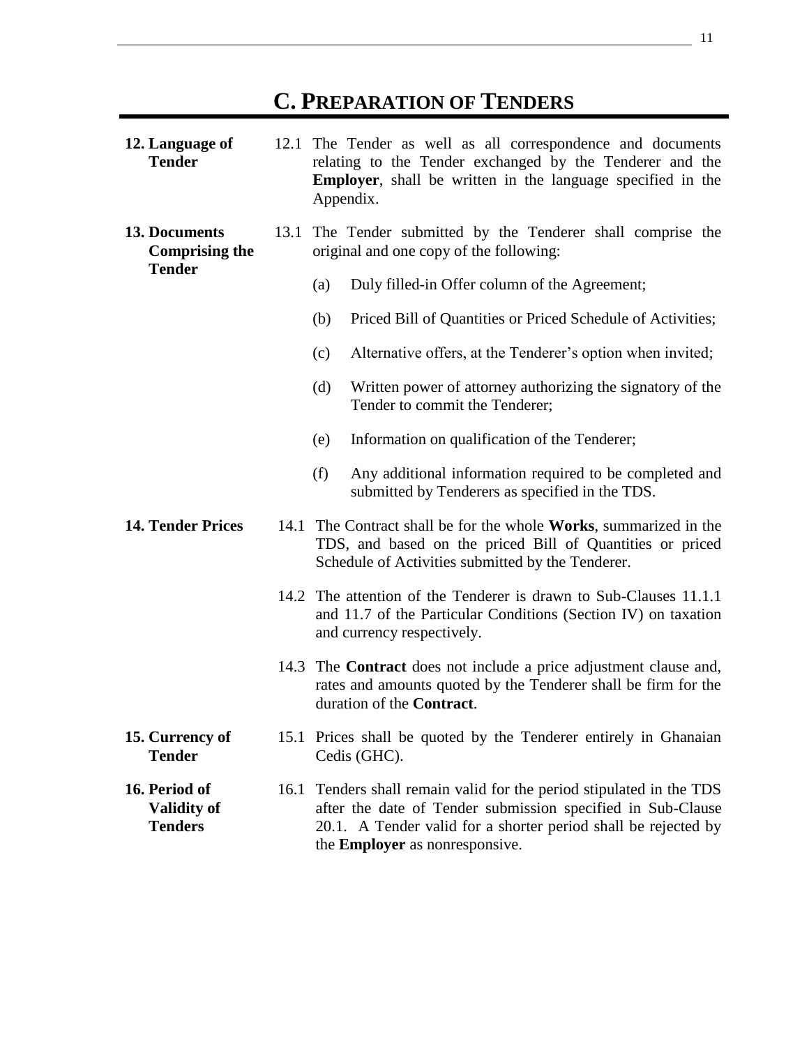# C. PREPARATION OF TENDERS

**12. Language of Tender**

12.1 The Tender as well as all correspondence and documents relating to the Tender exchanged by the Tenderer and the **Employer**, shall be written in the language specified in the Appendix.

**13. Documents Comprising the Tender**

13.1 The Tender submitted by the Tenderer shall comprise the original and one copy of the following:

(a) Duly filled-in Offer column of the Agreement;

(b) Priced Bill of Quantities or Priced Schedule of Activities;

(c) Alternative offers, at the Tenderer's option when invited;

(d) Written power of attorney authorizing the signatory of the Tender to commit the Tenderer;

(e) Information on qualification of the Tenderer;

(f) Any additional information required to be completed and submitted by Tenderers as specified in the TDS.

**14. Tender Prices**

14.1 The Contract shall be for the whole **Works**, summarized in the TDS, and based on the priced Bill of Quantities or priced Schedule of Activities submitted by the Tenderer.

14.2 The attention of the Tenderer is drawn to Sub-Clauses 11.1.1 and 11.7 of the Particular Conditions (Section IV) on taxation and currency respectively.

14.3 The **Contract** does not include a price adjustment clause and, rates and amounts quoted by the Tenderer shall be firm for the duration of the **Contract**.

**15. Currency of Tender**

15.1 Prices shall be quoted by the Tenderer entirely in Ghanaian Cedis (GHC).

**16. Period of Validity of Tenders**

16.1 Tenders shall remain valid for the period stipulated in the TDS after the date of Tender submission specified in Sub-Clause 20.1. A Tender valid for a shorter period shall be rejected by the **Employer** as nonresponsive.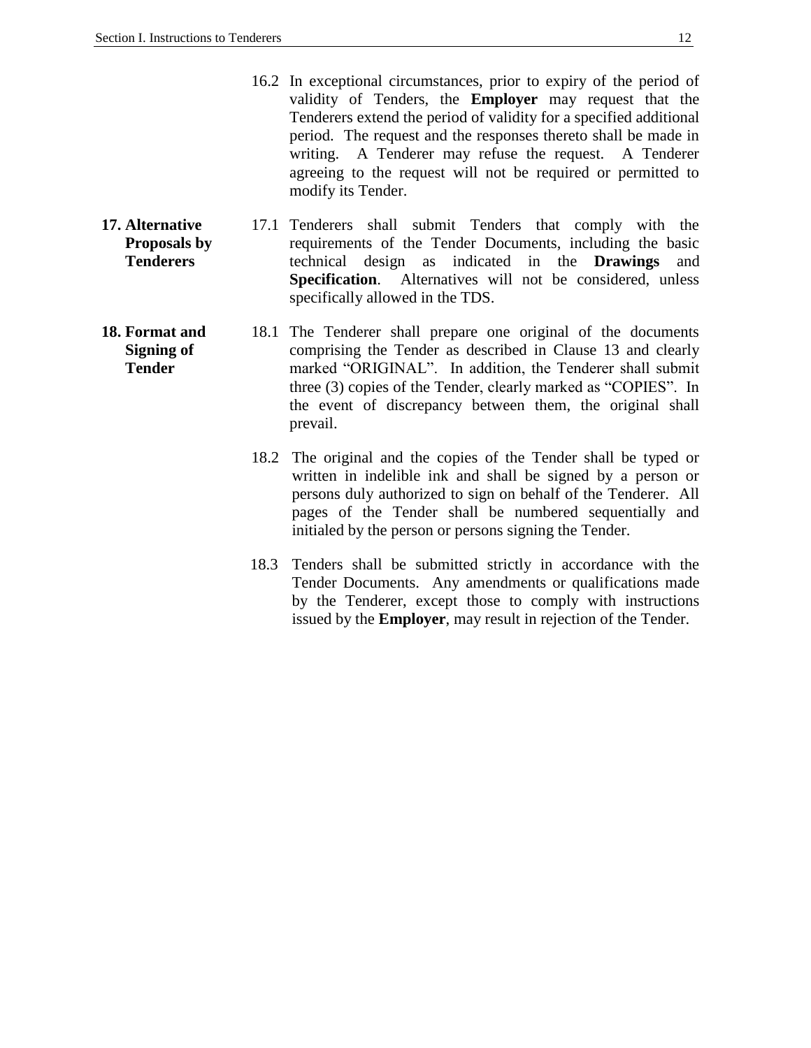16.2 In exceptional circumstances, prior to expiry of the period of validity of Tenders, the **Employer** may request that the Tenderers extend the period of validity for a specified additional period. The request and the responses thereto shall be made in writing. A Tenderer may refuse the request. A Tenderer agreeing to the request will not be required or permitted to modify its Tender.

**17. Alternative Proposals by Tenderers**

17.1 Tenderers shall submit Tenders that comply with the requirements of the Tender Documents, including the basic technical design as indicated in the **Drawings** and **Specification**. Alternatives will not be considered, unless specifically allowed in the TDS.

**18. Format and Signing of Tender**

18.1 The Tenderer shall prepare one original of the documents comprising the Tender as described in Clause 13 and clearly marked "ORIGINAL". In addition, the Tenderer shall submit three (3) copies of the Tender, clearly marked as "COPIES". In the event of discrepancy between them, the original shall prevail.

18.2 The original and the copies of the Tender shall be typed or written in indelible ink and shall be signed by a person or persons duly authorized to sign on behalf of the Tenderer. All pages of the Tender shall be numbered sequentially and initialed by the person or persons signing the Tender.

18.3 Tenders shall be submitted strictly in accordance with the Tender Documents. Any amendments or qualifications made by the Tenderer, except those to comply with instructions issued by the **Employer**, may result in rejection of the Tender.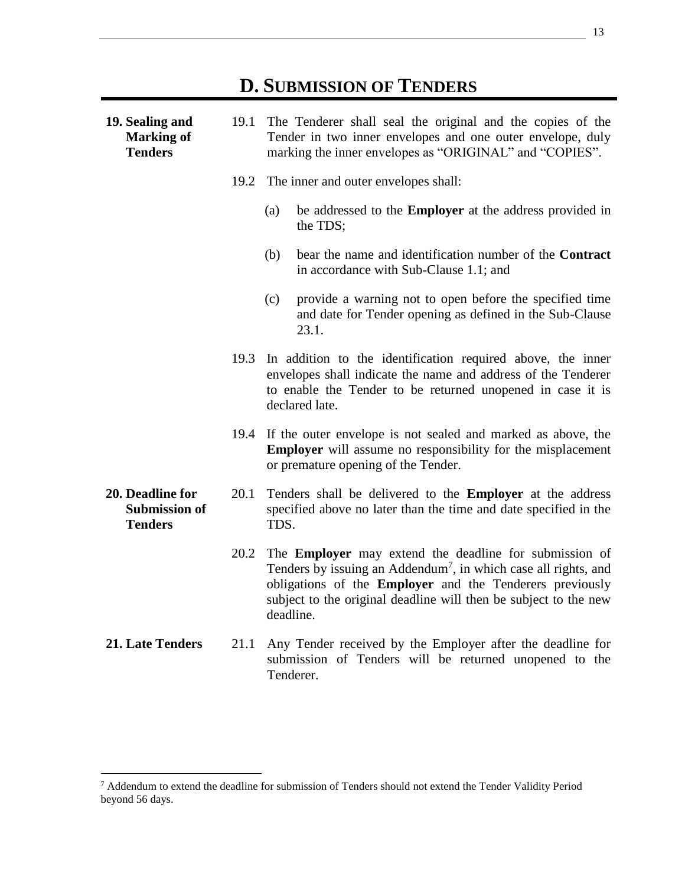## D. SUBMISSION OF TENDERS

**19. Sealing and Marking of Tenders**

19.1 The Tenderer shall seal the original and the copies of the Tender in two inner envelopes and one outer envelope, duly marking the inner envelopes as "ORIGINAL" and "COPIES".

19.2 The inner and outer envelopes shall:

(a) be addressed to the **Employer** at the address provided in the TDS;

(b) bear the name and identification number of the **Contract** in accordance with Sub-Clause 1.1; and

(c) provide a warning not to open before the specified time and date for Tender opening as defined in the Sub-Clause 23.1.

19.3 In addition to the identification required above, the inner envelopes shall indicate the name and address of the Tenderer to enable the Tender to be returned unopened in case it is declared late.

19.4 If the outer envelope is not sealed and marked as above, the **Employer** will assume no responsibility for the misplacement or premature opening of the Tender.

**20. Deadline for Submission of Tenders**

20.1 Tenders shall be delivered to the **Employer** at the address specified above no later than the time and date specified in the TDS.

20.2 The **Employer** may extend the deadline for submission of Tenders by issuing an Addendum[7], in which case all rights, and obligations of the **Employer** and the Tenderers previously subject to the original deadline will then be subject to the new deadline.

**21. Late Tenders**

21.1 Any Tender received by the Employer after the deadline for submission of Tenders will be returned unopened to the Tenderer.

---

[7] Addendum to extend the deadline for submission of Tenders should not extend the Tender Validity Period beyond 56 days.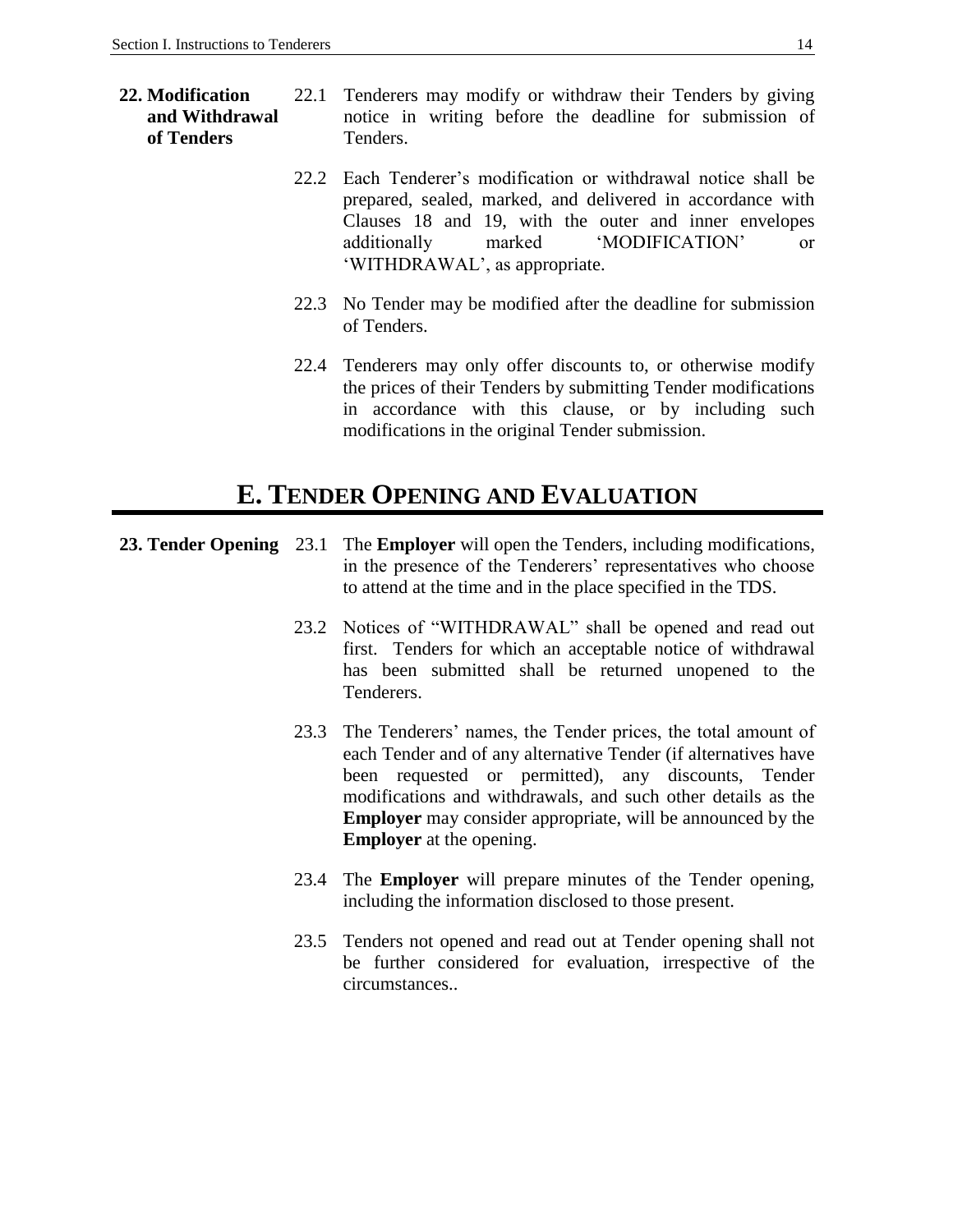**22. Modification and Withdrawal of Tenders**

22.1 Tenderers may modify or withdraw their Tenders by giving notice in writing before the deadline for submission of Tenders.

22.2 Each Tenderer's modification or withdrawal notice shall be prepared, sealed, marked, and delivered in accordance with Clauses 18 and 19, with the outer and inner envelopes additionally marked 'MODIFICATION' or 'WITHDRAWAL', as appropriate.

22.3 No Tender may be modified after the deadline for submission of Tenders.

22.4 Tenderers may only offer discounts to, or otherwise modify the prices of their Tenders by submitting Tender modifications in accordance with this clause, or by including such modifications in the original Tender submission.

# E. TENDER OPENING AND EVALUATION

**23. Tender Opening**

23.1 The **Employer** will open the Tenders, including modifications, in the presence of the Tenderers' representatives who choose to attend at the time and in the place specified in the TDS.

23.2 Notices of "WITHDRAWAL" shall be opened and read out first. Tenders for which an acceptable notice of withdrawal has been submitted shall be returned unopened to the Tenderers.

23.3 The Tenderers' names, the Tender prices, the total amount of each Tender and of any alternative Tender (if alternatives have been requested or permitted), any discounts, Tender modifications and withdrawals, and such other details as the **Employer** may consider appropriate, will be announced by the **Employer** at the opening.

23.4 The **Employer** will prepare minutes of the Tender opening, including the information disclosed to those present.

23.5 Tenders not opened and read out at Tender opening shall not be further considered for evaluation, irrespective of the circumstances..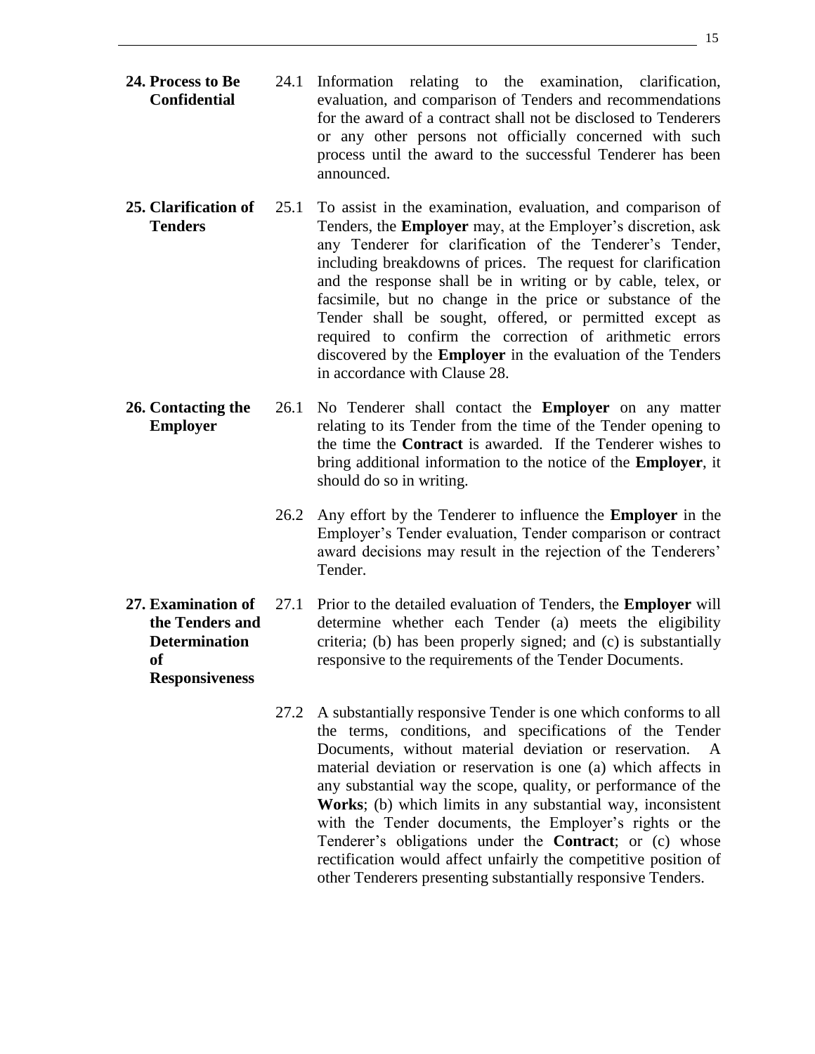**24. Process to Be Confidential**

24.1 Information relating to the examination, clarification, evaluation, and comparison of Tenders and recommendations for the award of a contract shall not be disclosed to Tenderers or any other persons not officially concerned with such process until the award to the successful Tenderer has been announced.

**25. Clarification of Tenders**

25.1 To assist in the examination, evaluation, and comparison of Tenders, the **Employer** may, at the Employer's discretion, ask any Tenderer for clarification of the Tenderer's Tender, including breakdowns of prices. The request for clarification and the response shall be in writing or by cable, telex, or facsimile, but no change in the price or substance of the Tender shall be sought, offered, or permitted except as required to confirm the correction of arithmetic errors discovered by the **Employer** in the evaluation of the Tenders in accordance with Clause 28.

**26. Contacting the Employer**

26.1 No Tenderer shall contact the **Employer** on any matter relating to its Tender from the time of the Tender opening to the time the **Contract** is awarded. If the Tenderer wishes to bring additional information to the notice of the **Employer**, it should do so in writing.

26.2 Any effort by the Tenderer to influence the **Employer** in the Employer's Tender evaluation, Tender comparison or contract award decisions may result in the rejection of the Tenderers' Tender.

**27. Examination of the Tenders and Determination of Responsiveness**

27.1 Prior to the detailed evaluation of Tenders, the **Employer** will determine whether each Tender (a) meets the eligibility criteria; (b) has been properly signed; and (c) is substantially responsive to the requirements of the Tender Documents.

27.2 A substantially responsive Tender is one which conforms to all the terms, conditions, and specifications of the Tender Documents, without material deviation or reservation. A material deviation or reservation is one (a) which affects in any substantial way the scope, quality, or performance of the **Works**; (b) which limits in any substantial way, inconsistent with the Tender documents, the Employer's rights or the Tenderer's obligations under the **Contract**; or (c) whose rectification would affect unfairly the competitive position of other Tenderers presenting substantially responsive Tenders.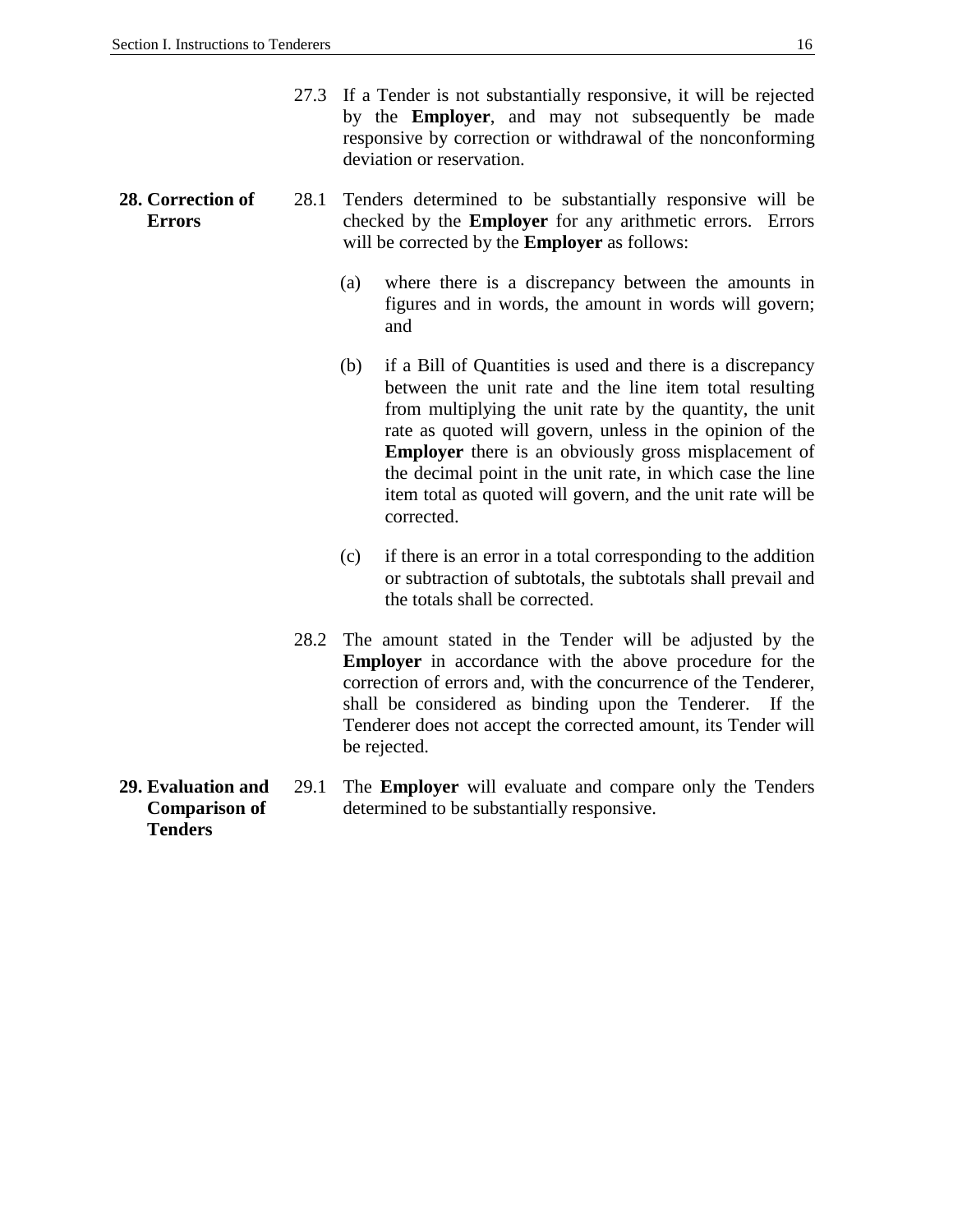27.3 If a Tender is not substantially responsive, it will be rejected by the **Employer**, and may not subsequently be made responsive by correction or withdrawal of the nonconforming deviation or reservation.

## 28. Correction of Errors

28.1 Tenders determined to be substantially responsive will be checked by the **Employer** for any arithmetic errors. Errors will be corrected by the **Employer** as follows:

(a) where there is a discrepancy between the amounts in figures and in words, the amount in words will govern; and

(b) if a Bill of Quantities is used and there is a discrepancy between the unit rate and the line item total resulting from multiplying the unit rate by the quantity, the unit rate as quoted will govern, unless in the opinion of the **Employer** there is an obviously gross misplacement of the decimal point in the unit rate, in which case the line item total as quoted will govern, and the unit rate will be corrected.

(c) if there is an error in a total corresponding to the addition or subtraction of subtotals, the subtotals shall prevail and the totals shall be corrected.

28.2 The amount stated in the Tender will be adjusted by the **Employer** in accordance with the above procedure for the correction of errors and, with the concurrence of the Tenderer, shall be considered as binding upon the Tenderer. If the Tenderer does not accept the corrected amount, its Tender will be rejected.

## 29. Evaluation and Comparison of Tenders

29.1 The **Employer** will evaluate and compare only the Tenders determined to be substantially responsive.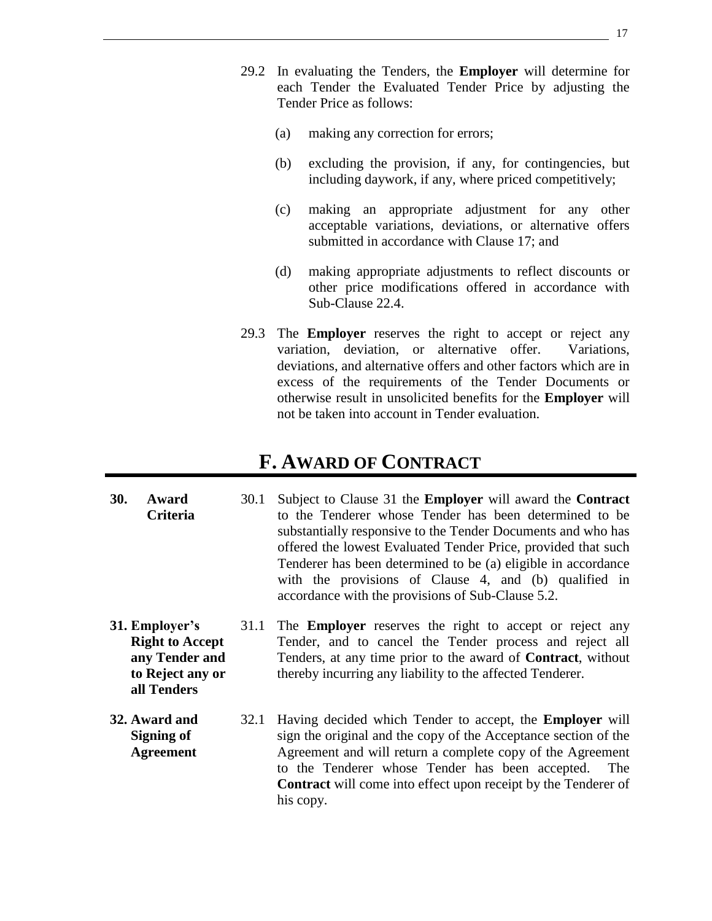29.2 In evaluating the Tenders, the **Employer** will determine for each Tender the Evaluated Tender Price by adjusting the Tender Price as follows:

(a) making any correction for errors;

(b) excluding the provision, if any, for contingencies, but including daywork, if any, where priced competitively;

(c) making an appropriate adjustment for any other acceptable variations, deviations, or alternative offers submitted in accordance with Clause 17; and

(d) making appropriate adjustments to reflect discounts or other price modifications offered in accordance with Sub-Clause 22.4.

29.3 The **Employer** reserves the right to accept or reject any variation, deviation, or alternative offer. Variations, deviations, and alternative offers and other factors which are in excess of the requirements of the Tender Documents or otherwise result in unsolicited benefits for the **Employer** will not be taken into account in Tender evaluation.

# F. AWARD OF CONTRACT

**30. Award Criteria**

30.1 Subject to Clause 31 the **Employer** will award the **Contract** to the Tenderer whose Tender has been determined to be substantially responsive to the Tender Documents and who has offered the lowest Evaluated Tender Price, provided that such Tenderer has been determined to be (a) eligible in accordance with the provisions of Clause 4, and (b) qualified in accordance with the provisions of Sub-Clause 5.2.

**31. Employer's Right to Accept any Tender and to Reject any or all Tenders**

31.1 The **Employer** reserves the right to accept or reject any Tender, and to cancel the Tender process and reject all Tenders, at any time prior to the award of **Contract**, without thereby incurring any liability to the affected Tenderer.

**32. Award and Signing of Agreement**

32.1 Having decided which Tender to accept, the **Employer** will sign the original and the copy of the Acceptance section of the Agreement and will return a complete copy of the Agreement to the Tenderer whose Tender has been accepted. The **Contract** will come into effect upon receipt by the Tenderer of his copy.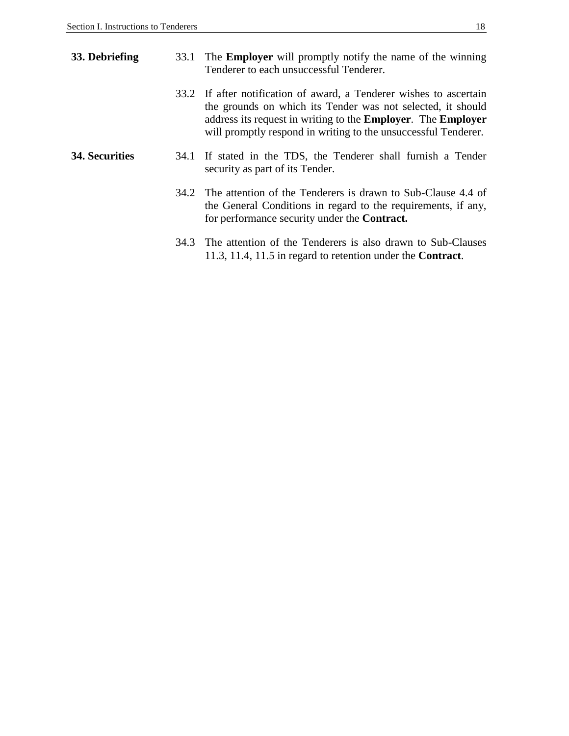**33. Debriefing**

33.1 The **Employer** will promptly notify the name of the winning Tenderer to each unsuccessful Tenderer.

33.2 If after notification of award, a Tenderer wishes to ascertain the grounds on which its Tender was not selected, it should address its request in writing to the **Employer**. The **Employer** will promptly respond in writing to the unsuccessful Tenderer.

**34. Securities**

34.1 If stated in the TDS, the Tenderer shall furnish a Tender security as part of its Tender.

34.2 The attention of the Tenderers is drawn to Sub-Clause 4.4 of the General Conditions in regard to the requirements, if any, for performance security under the **Contract.**

34.3 The attention of the Tenderers is also drawn to Sub-Clauses 11.3, 11.4, 11.5 in regard to retention under the **Contract**.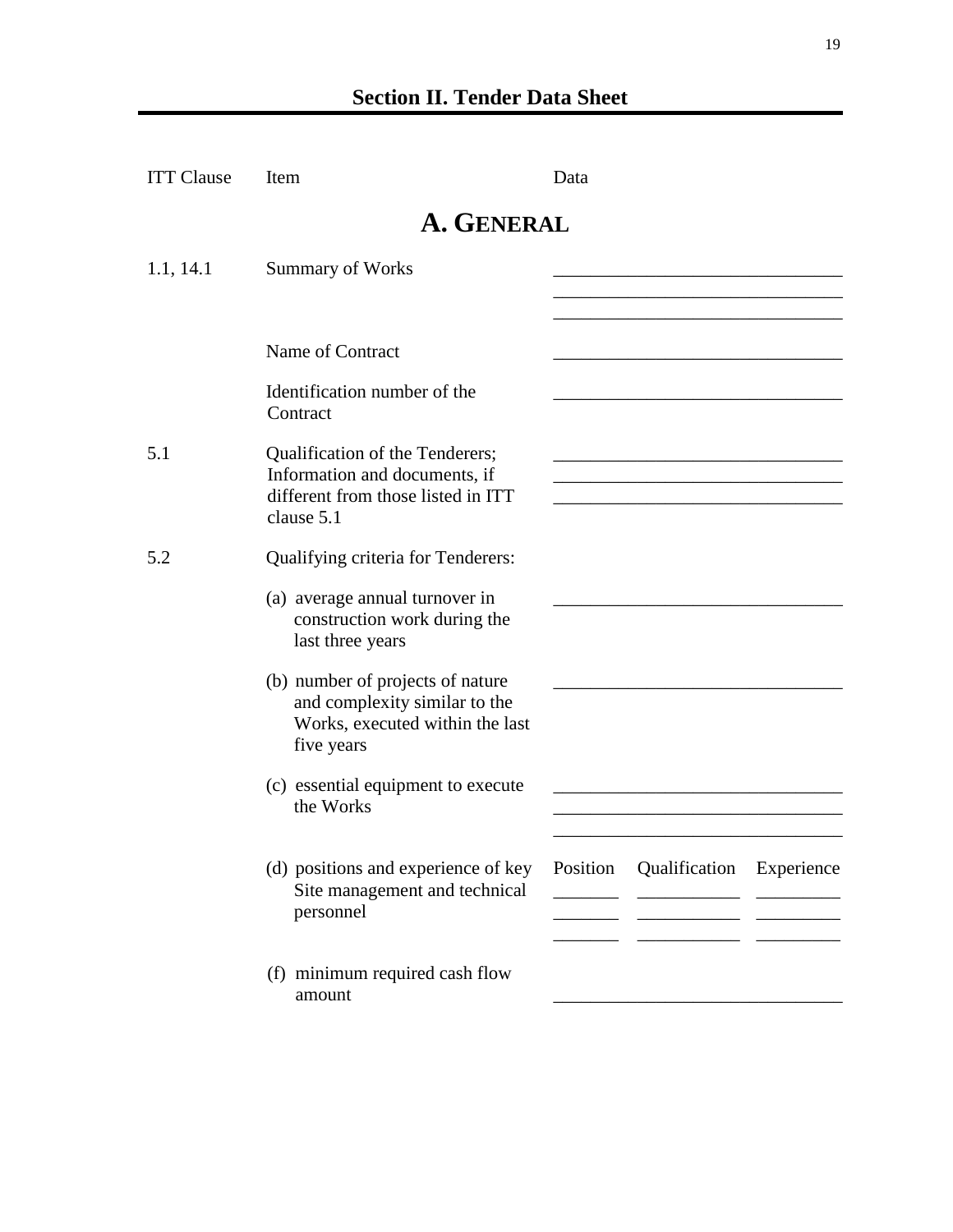# Section II. Tender Data Sheet

| ITT Clause | Item | Data |
|---|---|---|

## A. GENERAL

| ITT Clause | Item | Data |
|---|---|---|
| 1.1, 14.1 | Summary of Works | ______________________________<br>______________________________<br>______________________________ |
| | Name of Contract | ______________________________ |
| | Identification number of the Contract | ______________________________ |
| 5.1 | Qualification of the Tenderers; Information and documents, if different from those listed in ITT clause 5.1 | ______________________________<br>______________________________<br>______________________________ |
| 5.2 | Qualifying criteria for Tenderers: | |
| | (a) average annual turnover in construction work during the last three years | ______________________________ |
| | (b) number of projects of nature and complexity similar to the Works, executed within the last five years | ______________________________ |
| | (c) essential equipment to execute the Works | ______________________________<br>______________________________<br>______________________________ |
| | (d) positions and experience of key Site management and technical personnel | Position / Qualification / Experience<br>_______ / ___________ / _________<br>_______ / ___________ / _________<br>_______ / ___________ / _________ |
| | (f) minimum required cash flow amount | ______________________________ |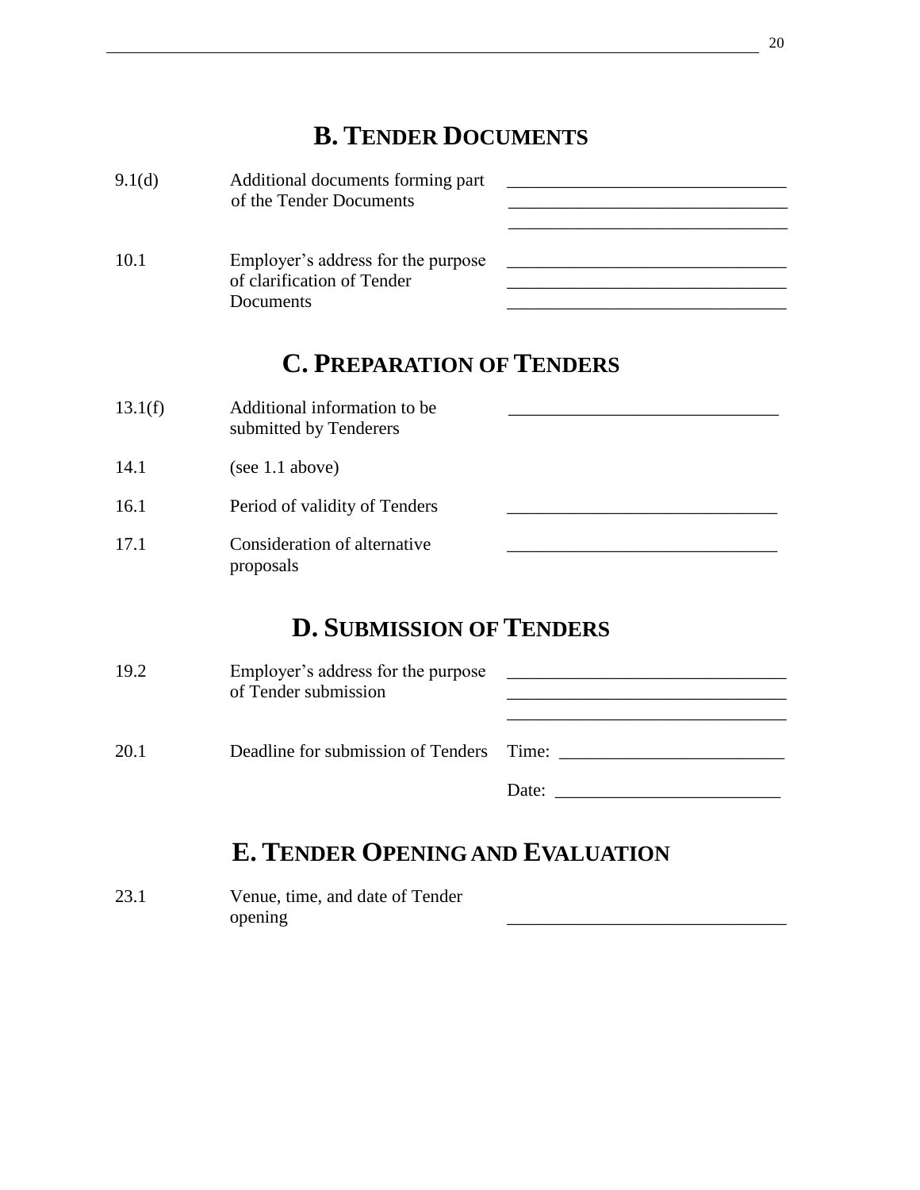## B. TENDER DOCUMENTS

| | | |
|---|---|---|
| 9.1(d) | Additional documents forming part of the Tender Documents | ______________________________ ______________________________ ______________________________ |
| 10.1 | Employer's address for the purpose of clarification of Tender Documents | ______________________________ ______________________________ ______________________________ |

## C. PREPARATION OF TENDERS

| | | |
|---|---|---|
| 13.1(f) | Additional information to be submitted by Tenderers | ______________________________ |
| 14.1 | (see 1.1 above) | |
| 16.1 | Period of validity of Tenders | ______________________________ |
| 17.1 | Consideration of alternative proposals | ______________________________ |

## D. SUBMISSION OF TENDERS

| | | |
|---|---|---|
| 19.2 | Employer's address for the purpose of Tender submission | ______________________________ ______________________________ ______________________________ |
| 20.1 | Deadline for submission of Tenders | Time: ________________________ Date: ________________________ |

## E. TENDER OPENING AND EVALUATION

| | | |
|---|---|---|
| 23.1 | Venue, time, and date of Tender opening | ______________________________ |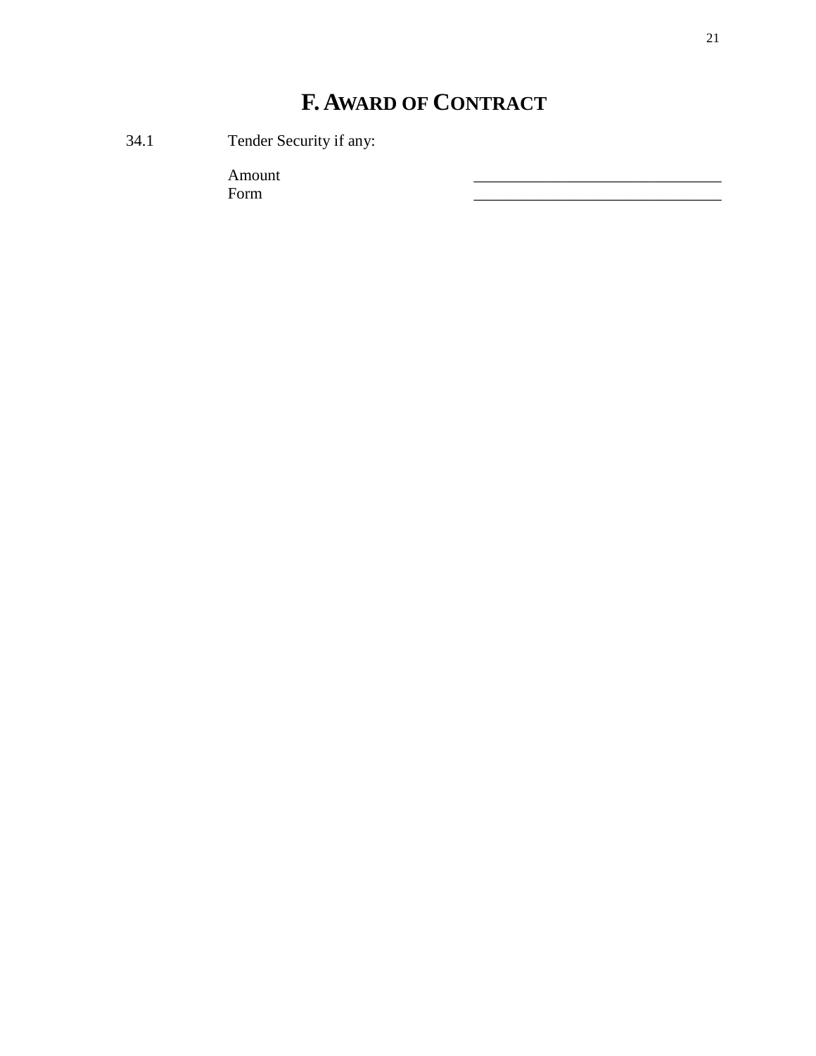# F. AWARD OF CONTRACT

34.1 Tender Security if any:

Amount ______________________________

Form ______________________________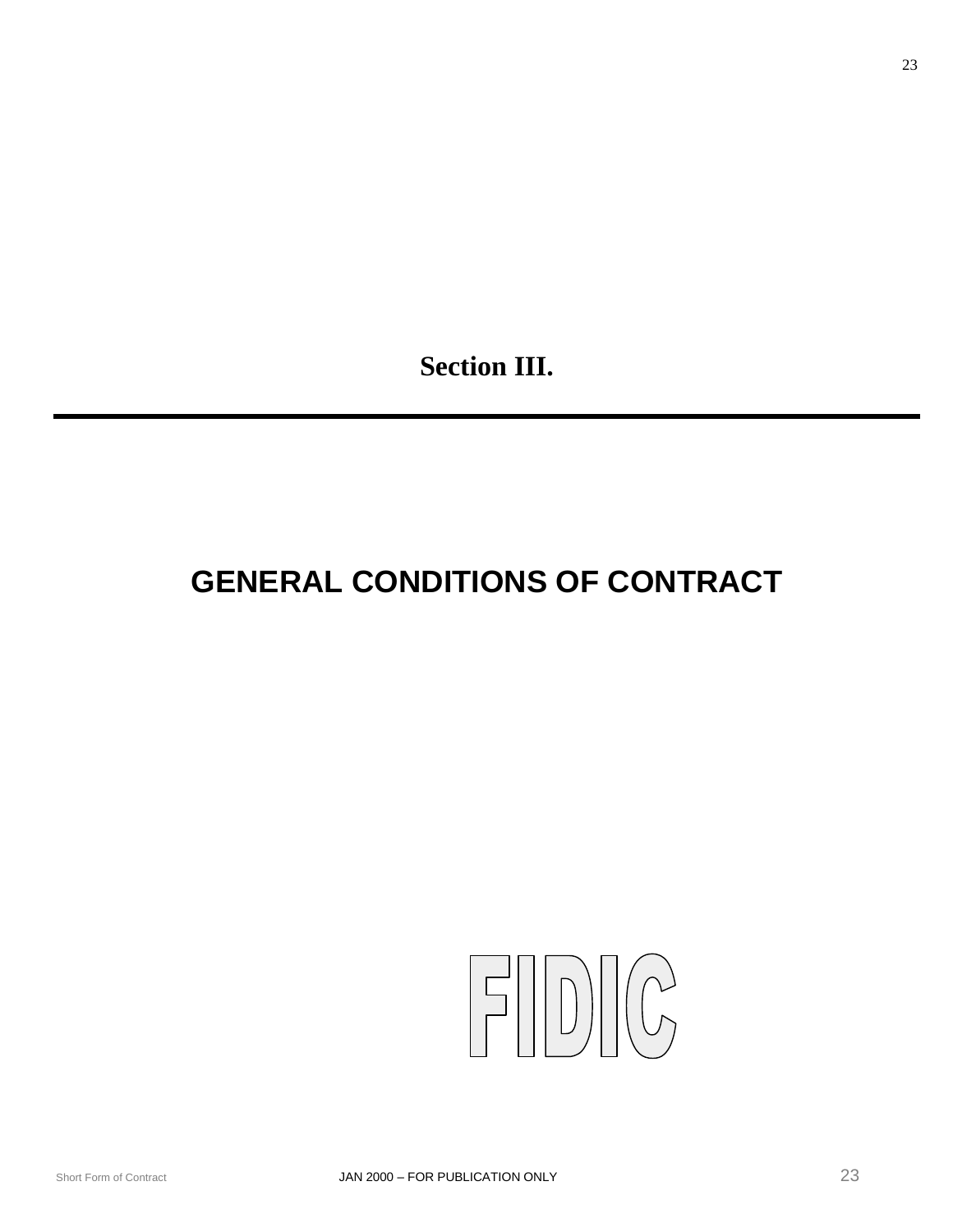# Section III.

---

# GENERAL CONDITIONS OF CONTRACT

FIDIC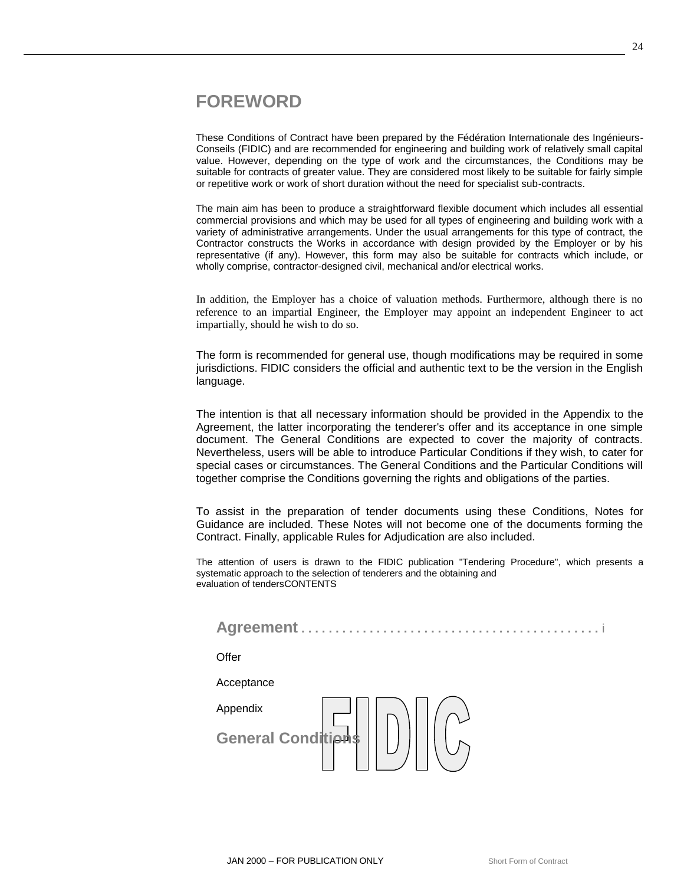# FOREWORD

These Conditions of Contract have been prepared by the Fédération Internationale des Ingénieurs-Conseils (FIDIC) and are recommended for engineering and building work of relatively small capital value. However, depending on the type of work and the circumstances, the Conditions may be suitable for contracts of greater value. They are considered most likely to be suitable for fairly simple or repetitive work or work of short duration without the need for specialist sub-contracts.

The main aim has been to produce a straightforward flexible document which includes all essential commercial provisions and which may be used for all types of engineering and building work with a variety of administrative arrangements. Under the usual arrangements for this type of contract, the Contractor constructs the Works in accordance with design provided by the Employer or by his representative (if any). However, this form may also be suitable for contracts which include, or wholly comprise, contractor-designed civil, mechanical and/or electrical works.

In addition, the Employer has a choice of valuation methods. Furthermore, although there is no reference to an impartial Engineer, the Employer may appoint an independent Engineer to act impartially, should he wish to do so.

The form is recommended for general use, though modifications may be required in some jurisdictions. FIDIC considers the official and authentic text to be the version in the English language.

The intention is that all necessary information should be provided in the Appendix to the Agreement, the latter incorporating the tenderer's offer and its acceptance in one simple document. The General Conditions are expected to cover the majority of contracts. Nevertheless, users will be able to introduce Particular Conditions if they wish, to cater for special cases or circumstances. The General Conditions and the Particular Conditions will together comprise the Conditions governing the rights and obligations of the parties.

To assist in the preparation of tender documents using these Conditions, Notes for Guidance are included. These Notes will not become one of the documents forming the Contract. Finally, applicable Rules for Adjudication are also included.

The attention of users is drawn to the FIDIC publication "Tendering Procedure", which presents a systematic approach to the selection of tenderers and the obtaining and evaluation of tendersCONTENTS

**Agreement** . . . . . . . . . . . . . . . . . . . . . . . . . . . . . . . . . . . . . . . . . . . i

Offer

Acceptance

Appendix

**General Conditions**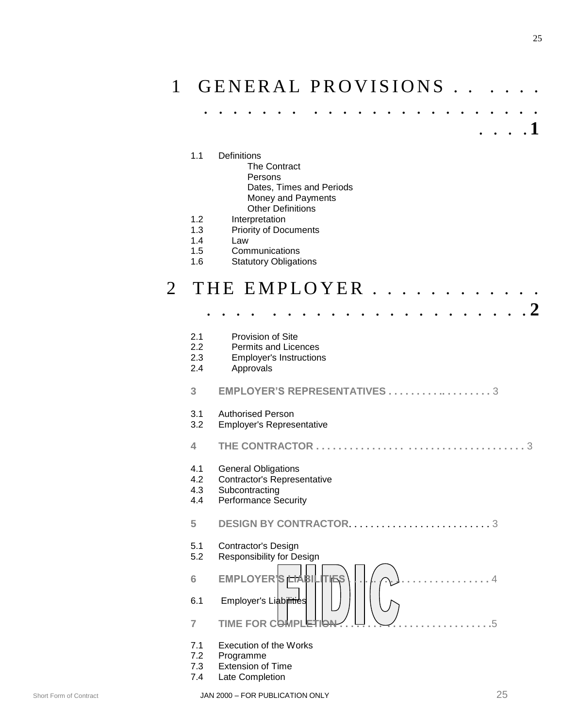# 1 GENERAL PROVISIONS . . . . . . . . . . . . . . . . . . . . . . . . . . . . 1

1.1 Definitions
   - The Contract
   - Persons
   - Dates, Times and Periods
   - Money and Payments
   - Other Definitions

1.2 Interpretation
1.3 Priority of Documents
1.4 Law
1.5 Communications
1.6 Statutory Obligations

# 2 THE EMPLOYER . . . . . . . . . . . . . . . . . . . . . . . . . . . . . . 2

2.1 Provision of Site
2.2 Permits and Licences
2.3 Employer's Instructions
2.4 Approvals

**3 EMPLOYER'S REPRESENTATIVES . . . . . . . . . .. . . . . . . . . 3**

3.1 Authorised Person
3.2 Employer's Representative

**4 THE CONTRACTOR . . . . . . . . . . . . . . . . . . . . . . . . . . . . . . . . . . . . . 3**

4.1 General Obligations
4.2 Contractor's Representative
4.3 Subcontracting
4.4 Performance Security

**5 DESIGN BY CONTRACTOR. . . . . . . . . . . . . . . . . . . . . . . . . . 3**

5.1 Contractor's Design
5.2 Responsibility for Design

**6 EMPLOYER'S LIABILITIES . . . . . . . . . . . . . . . . . . . . . . . . . 4**

6.1 Employer's Liabilities

**7 TIME FOR COMPLETION . . . . . . . . . . . . . . . . . . . . . . . . . . .5**

7.1 Execution of the Works
7.2 Programme
7.3 Extension of Time
7.4 Late Completion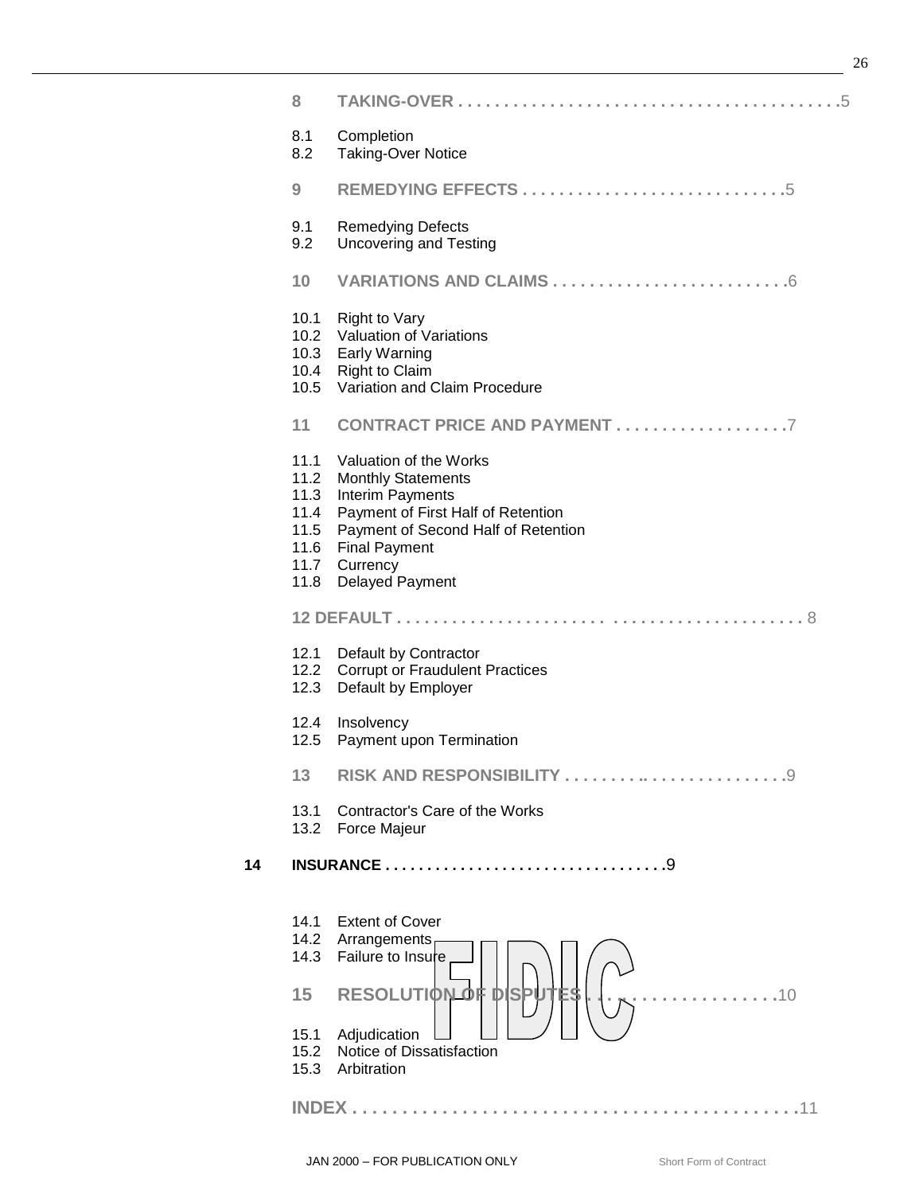**8 TAKING-OVER . . . . . . . . . . . . . . . . . . . . . . . . . . . . . . . . . . . . . . . . .5**

8.1 Completion
8.2 Taking-Over Notice

**9 REMEDYING EFFECTS . . . . . . . . . . . . . . . . . . . . . . . . . . . . .5**

9.1 Remedying Defects
9.2 Uncovering and Testing

**10 VARIATIONS AND CLAIMS . . . . . . . . . . . . . . . . . . . . . . . . . .6**

10.1 Right to Vary
10.2 Valuation of Variations
10.3 Early Warning
10.4 Right to Claim
10.5 Variation and Claim Procedure

**11 CONTRACT PRICE AND PAYMENT . . . . . . . . . . . . . . . . . . .7**

11.1 Valuation of the Works
11.2 Monthly Statements
11.3 Interim Payments
11.4 Payment of First Half of Retention
11.5 Payment of Second Half of Retention
11.6 Final Payment
11.7 Currency
11.8 Delayed Payment

**12 DEFAULT . . . . . . . . . . . . . . . . . . . . . . . . . . . . . . . . . . . . . . . . . . . 8**

12.1 Default by Contractor
12.2 Corrupt or Fraudulent Practices
12.3 Default by Employer

12.4 Insolvency
12.5 Payment upon Termination

**13 RISK AND RESPONSIBILITY . . . . . . . . .. . . . . . . . . . . . . . . .9**

13.1 Contractor's Care of the Works
13.2 Force Majeur

**14 INSURANCE . . . . . . . . . . . . . . . . . . . . . . . . . . . . . . . . .9**

14.1 Extent of Cover
14.2 Arrangements
14.3 Failure to Insure

**15 RESOLUTION OF DISPUTES . . . . . . . . . . . . . . . . . . . . . . . . .10**

15.1 Adjudication
15.2 Notice of Dissatisfaction
15.3 Arbitration

**INDEX . . . . . . . . . . . . . . . . . . . . . . . . . . . . . . . . . . . . . . . . . . . . .11**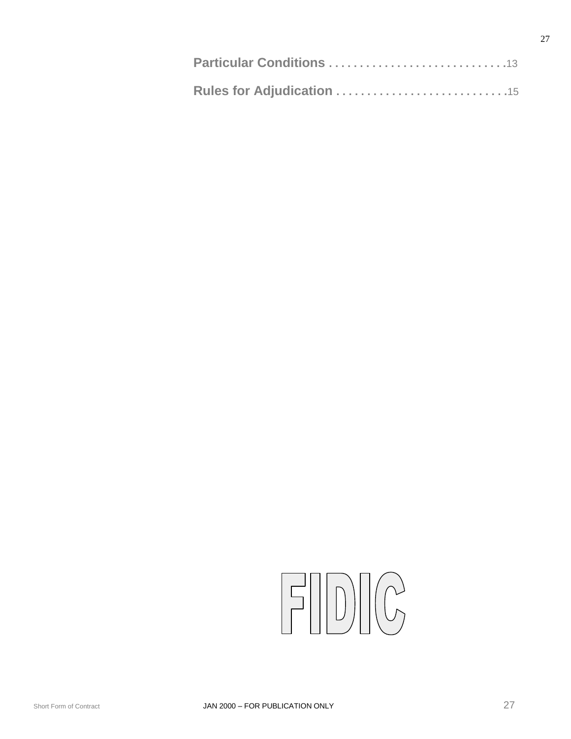**Particular Conditions . . . . . . . . . . . . . . . . . . . . . . . . . . . .**13

**Rules for Adjudication . . . . . . . . . . . . . . . . . . . . . . . . . . .**15

FIDIC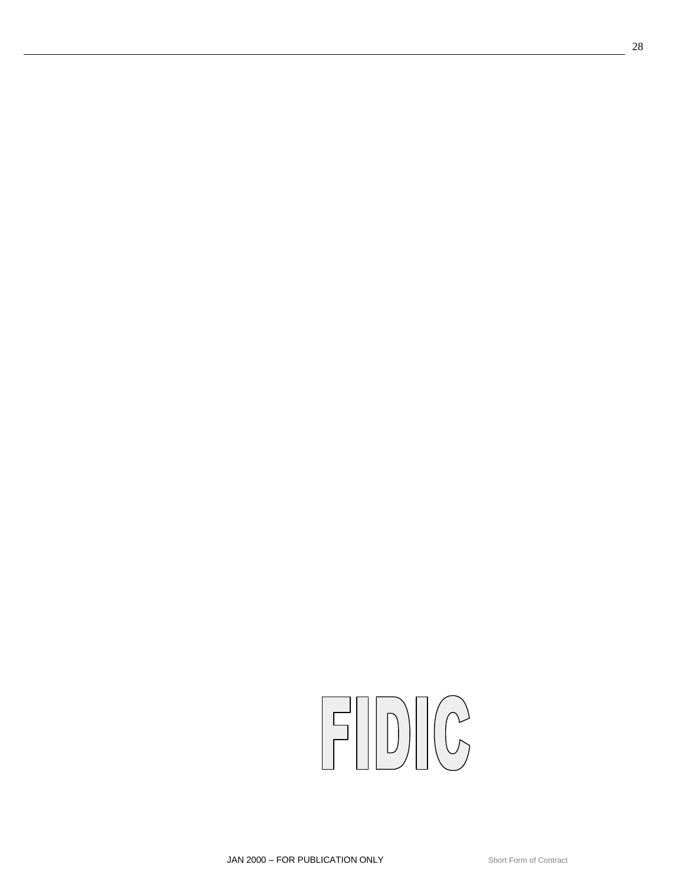FIDIC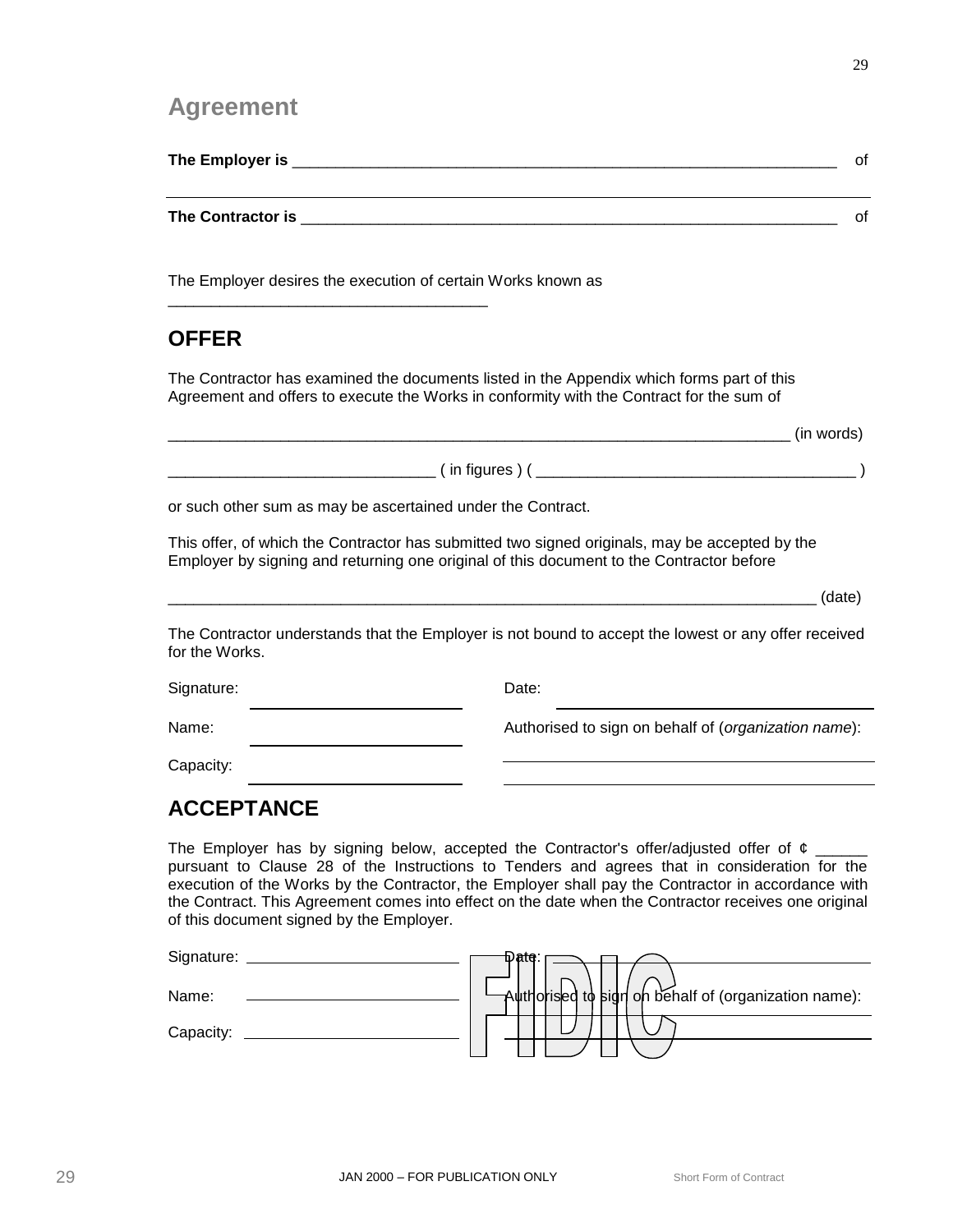# Agreement

**The Employer is** ________________________________________________________________ of

---

**The Contractor is** ________________________________________________________________ of

The Employer desires the execution of certain Works known as
______________________________________

## OFFER

The Contractor has examined the documents listed in the Appendix which forms part of this Agreement and offers to execute the Works in conformity with the Contract for the sum of

__________________________________________________________________________ (in words)

________________________________ ( in figures ) ( ______________________________________ )

or such other sum as may be ascertained under the Contract.

This offer, of which the Contractor has submitted two signed originals, may be accepted by the Employer by signing and returning one original of this document to the Contractor before

_____________________________________________________________________________ (date)

The Contractor understands that the Employer is not bound to accept the lowest or any offer received for the Works.

Signature: ________________________ Date: ________________________

Name: ________________________ Authorised to sign on behalf of (*organization name*):

Capacity: ________________________ ________________________

## ACCEPTANCE

The Employer has by signing below, accepted the Contractor's offer/adjusted offer of ¢ ______ pursuant to Clause 28 of the Instructions to Tenders and agrees that in consideration for the execution of the Works by the Contractor, the Employer shall pay the Contractor in accordance with the Contract. This Agreement comes into effect on the date when the Contractor receives one original of this document signed by the Employer.

Signature: ________________________ Date: ________________________

Name: ________________________ Authorised to sign on behalf of (organization name):

Capacity: ________________________ ________________________

FIDIC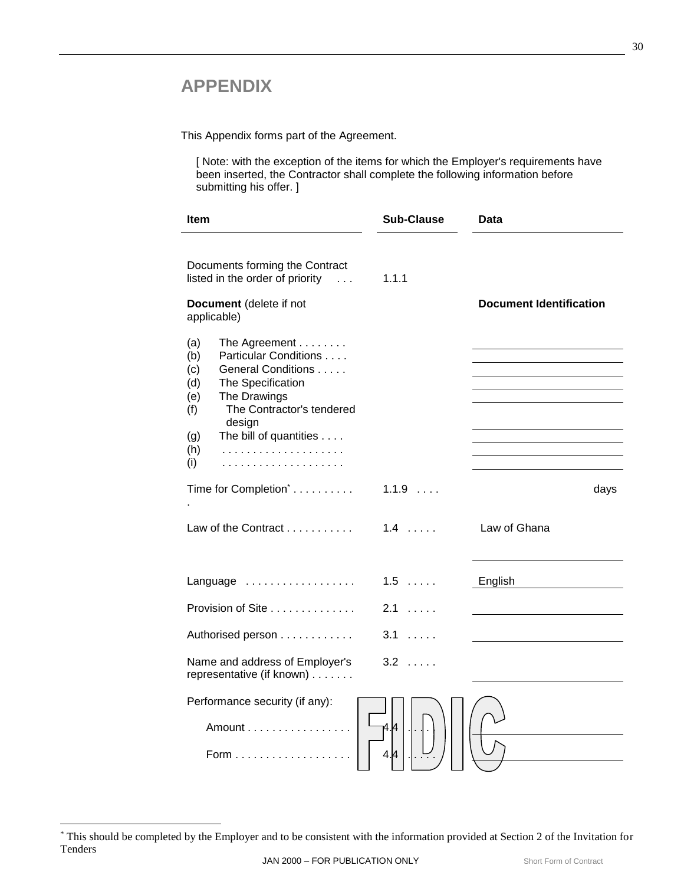# APPENDIX

This Appendix forms part of the Agreement.

[ Note: with the exception of the items for which the Employer's requirements have been inserted, the Contractor shall complete the following information before submitting his offer. ]

| Item | Sub-Clause | Data |
|---|---|---|
| Documents forming the Contract listed in the order of priority . . . | 1.1.1 | |
| **Document** (delete if not applicable) | | **Document Identification** |
| (a) The Agreement . . . . . . . . | | |
| (b) Particular Conditions . . . . | | |
| (c) General Conditions . . . . . | | |
| (d) The Specification | | |
| (e) The Drawings | | |
| (f) The Contractor's tendered design | | |
| (g) The bill of quantities . . . . | | |
| (h) . . . . . . . . . . . . . . . . . . . . | | |
| (i) . . . . . . . . . . . . . . . . . . . . | | |
| Time for Completion* . . . . . . . . . . . | 1.1.9 . . . . | days |
| Law of the Contract . . . . . . . . . . . | 1.4 . . . . . | Law of Ghana |
| Language . . . . . . . . . . . . . . . . . . | 1.5 . . . . . | English |
| Provision of Site . . . . . . . . . . . . . . | 2.1 . . . . . | |
| Authorised person . . . . . . . . . . . . | 3.1 . . . . . | |
| Name and address of Employer's representative (if known) . . . . . . . | 3.2 . . . . . | |
| Performance security (if any): | | |
| Amount . . . . . . . . . . . . . . . . . | 4.4 . . . . . | |
| Form . . . . . . . . . . . . . . . . . . . | 4.4 . . . . . | |

* This should be completed by the Employer and to be consistent with the information provided at Section 2 of the Invitation for Tenders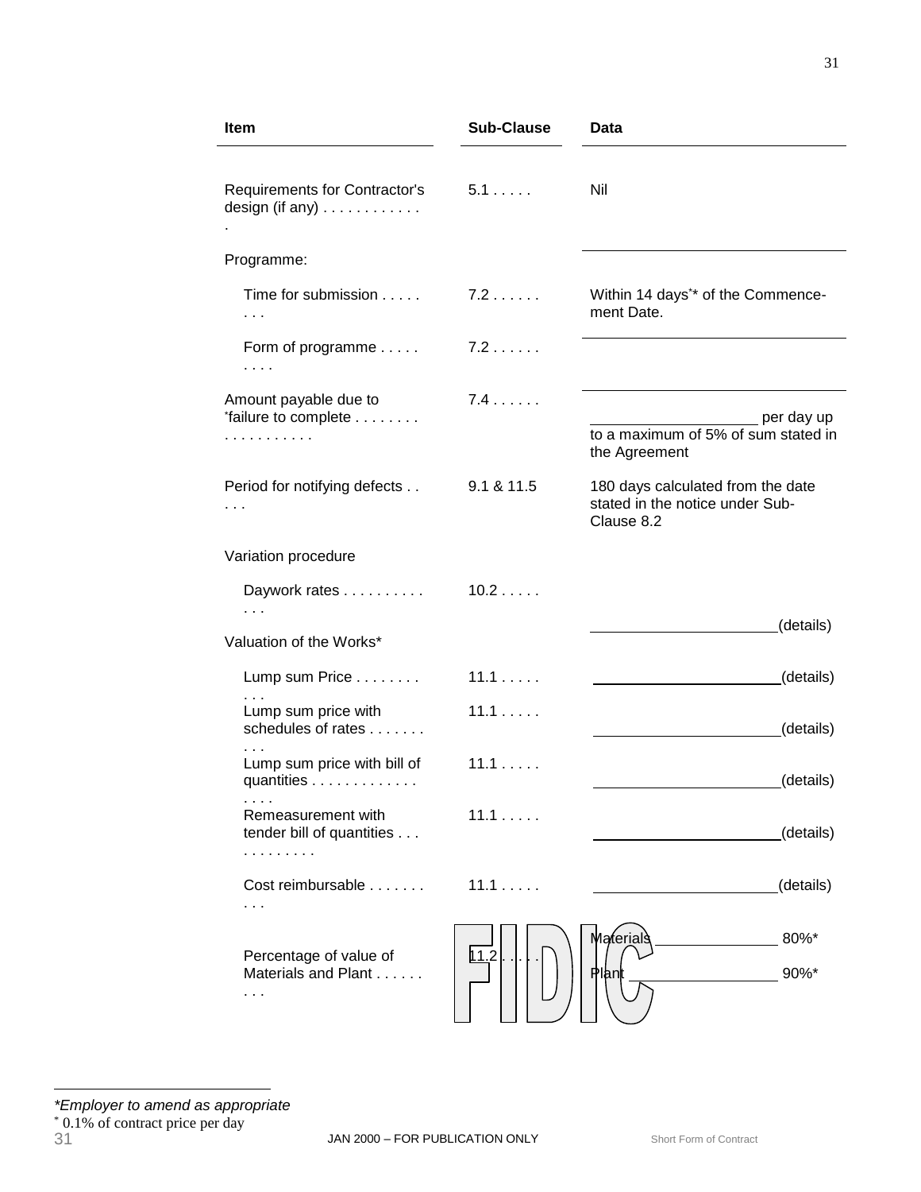| Item | Sub-Clause | Data |
|---|---|---|
| Requirements for Contractor's design (if any) . . . . . . . . . . . . . | 5.1 . . . . . | Nil |
| Programme: | | |
| Time for submission . . . . . . . . | 7.2 . . . . . . | Within 14 days[*]* of the Commencement Date. |
| Form of programme . . . . . . . . . | 7.2 . . . . . . | |
| Amount payable due to [*]failure to complete . . . . . . . . . . . . . . . . . . | 7.4 . . . . . . | ____________ per day up to a maximum of 5% of sum stated in the Agreement |
| Period for notifying defects . . . . . | 9.1 & 11.5 | 180 days calculated from the date stated in the notice under Sub-Clause 8.2 |
| Variation procedure | | |
| Daywork rates . . . . . . . . . . . . . | 10.2 . . . . . | ____________(details) |
| Valuation of the Works* | | |
| Lump sum Price . . . . . . . . . . . | 11.1 . . . . . | ____________(details) |
| Lump sum price with schedules of rates . . . . . . . . . . | 11.1 . . . . . | ____________(details) |
| Lump sum price with bill of quantities . . . . . . . . . . . . . . . . . | 11.1 . . . . . | ____________(details) |
| Remeasurement with tender bill of quantities . . . . . . . . . . . . | 11.1 . . . . . | ____________(details) |
| Cost reimbursable . . . . . . . . . . | 11.1 . . . . . | ____________(details) |
| Percentage of value of Materials and Plant . . . . . . . . . | 11.2 . . . . . | Materials ____________ 80%*<br>Plant ____________ 90%* |

*Employer to amend as appropriate*

[*] 0.1% of contract price per day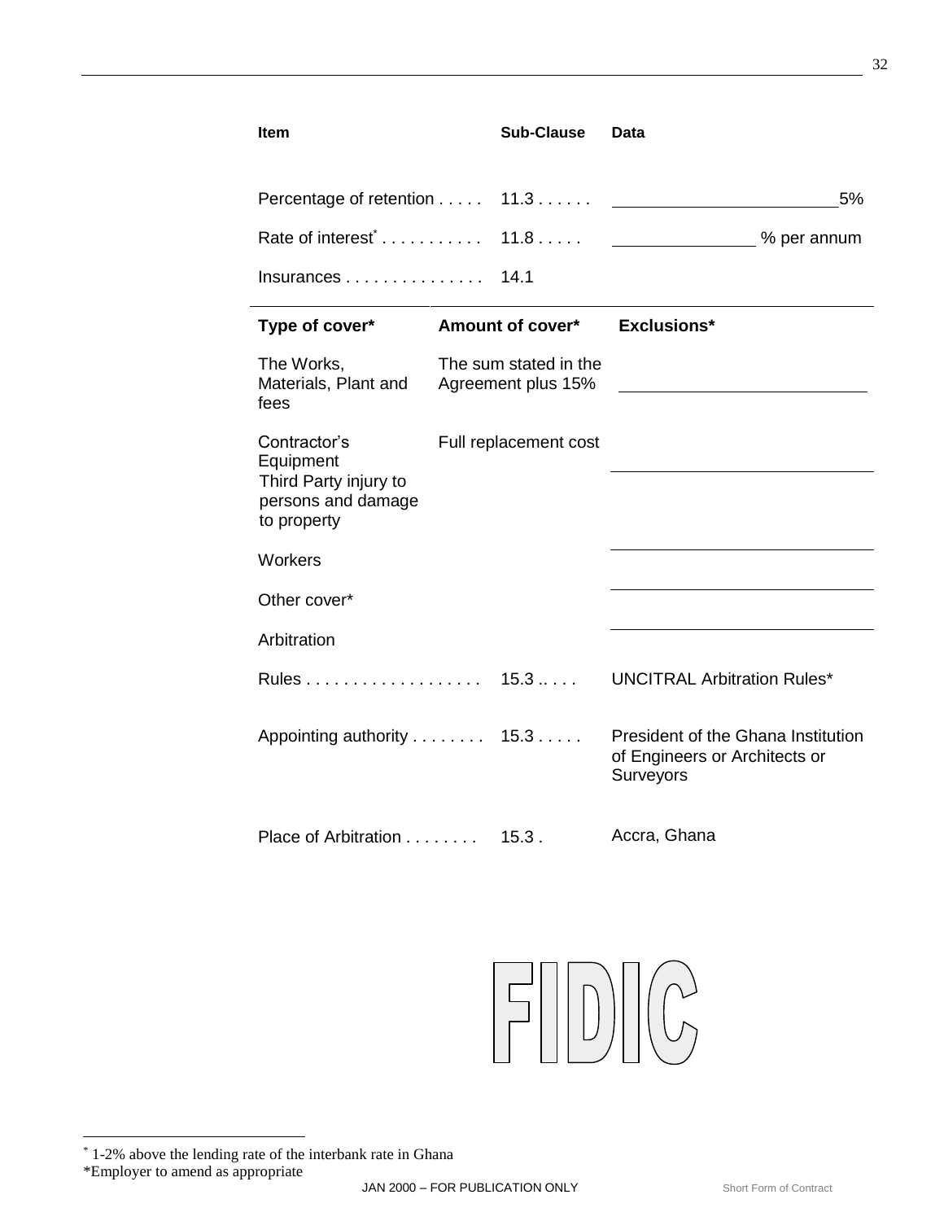| Item | Sub-Clause | Data |
|---|---|---|
| Percentage of retention . . . . . | 11.3 . . . . . . | 5% |
| Rate of interest* . . . . . . . . . . . | 11.8 . . . . . | % per annum |
| Insurances . . . . . . . . . . . . . . . | 14.1 | |

| Type of cover* | Amount of cover* | Exclusions* |
|---|---|---|
| The Works, Materials, Plant and fees | The sum stated in the Agreement plus 15% | |
| Contractor's Equipment | Full replacement cost | |
| Third Party injury to persons and damage to property | | |
| Workers | | |
| Other cover* | | |

Arbitration

| Item | Sub-Clause | Data |
|---|---|---|
| Rules . . . . . . . . . . . . . . . . . . . | 15.3 .. . . . | UNCITRAL Arbitration Rules* |
| Appointing authority . . . . . . . . | 15.3 . . . . . | President of the Ghana Institution of Engineers or Architects or Surveyors |
| Place of Arbitration . . . . . . . . | 15.3 . | Accra, Ghana |

FIDIC

* 1-2% above the lending rate of the interbank rate in Ghana

*Employer to amend as appropriate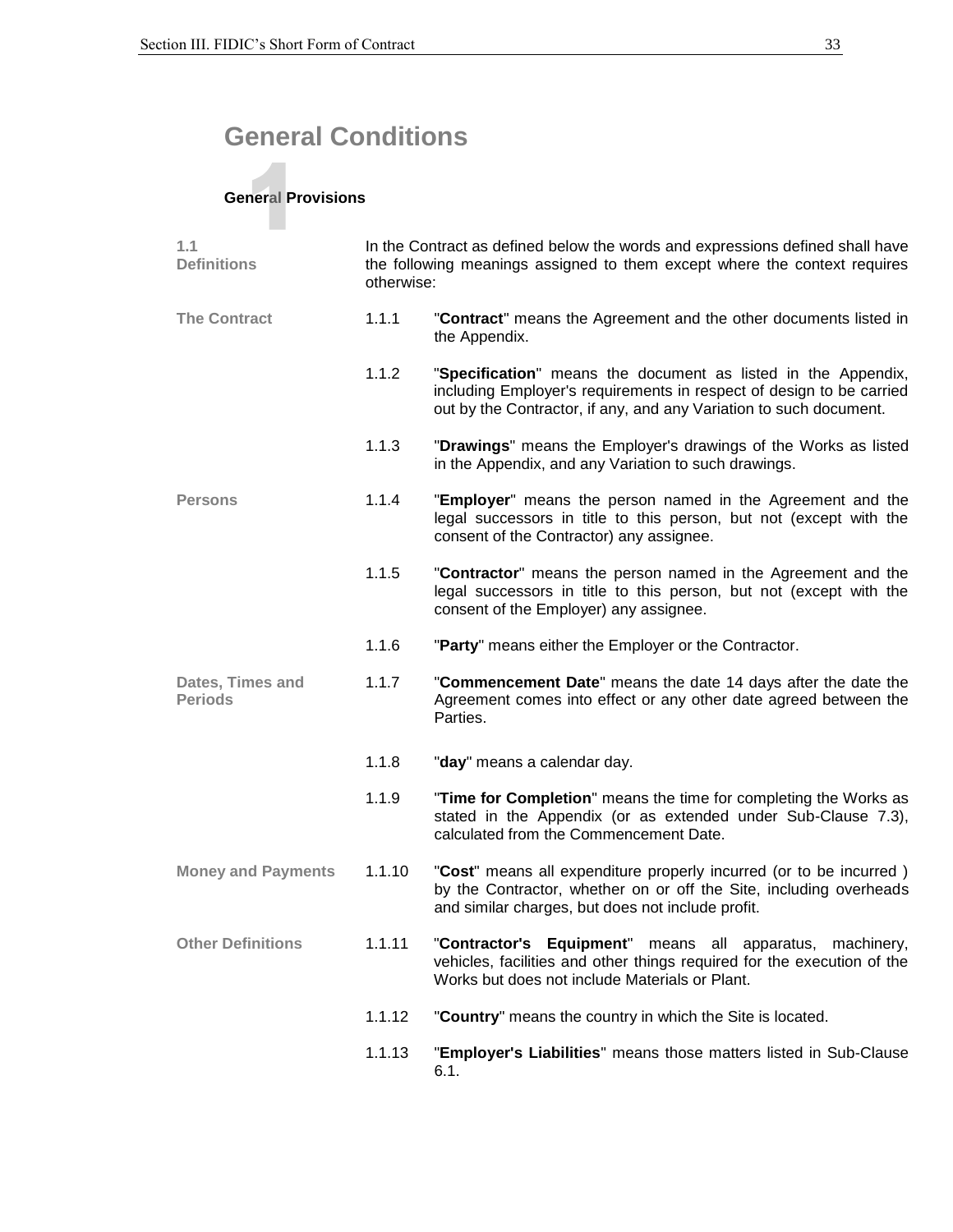# General Conditions

## 1 General Provisions

**1.1 Definitions**

In the Contract as defined below the words and expressions defined shall have the following meanings assigned to them except where the context requires otherwise:

**The Contract**

1.1.1 "**Contract**" means the Agreement and the other documents listed in the Appendix.

1.1.2 "**Specification**" means the document as listed in the Appendix, including Employer's requirements in respect of design to be carried out by the Contractor, if any, and any Variation to such document.

1.1.3 "**Drawings**" means the Employer's drawings of the Works as listed in the Appendix, and any Variation to such drawings.

**Persons**

1.1.4 "**Employer**" means the person named in the Agreement and the legal successors in title to this person, but not (except with the consent of the Contractor) any assignee.

1.1.5 "**Contractor**" means the person named in the Agreement and the legal successors in title to this person, but not (except with the consent of the Employer) any assignee.

1.1.6 "**Party**" means either the Employer or the Contractor.

**Dates, Times and Periods**

1.1.7 "**Commencement Date**" means the date 14 days after the date the Agreement comes into effect or any other date agreed between the Parties.

1.1.8 "**day**" means a calendar day.

1.1.9 "**Time for Completion**" means the time for completing the Works as stated in the Appendix (or as extended under Sub-Clause 7.3), calculated from the Commencement Date.

**Money and Payments**

1.1.10 "**Cost**" means all expenditure properly incurred (or to be incurred ) by the Contractor, whether on or off the Site, including overheads and similar charges, but does not include profit.

**Other Definitions**

1.1.11 "**Contractor's Equipment**" means all apparatus, machinery, vehicles, facilities and other things required for the execution of the Works but does not include Materials or Plant.

1.1.12 "**Country**" means the country in which the Site is located.

1.1.13 "**Employer's Liabilities**" means those matters listed in Sub-Clause 6.1.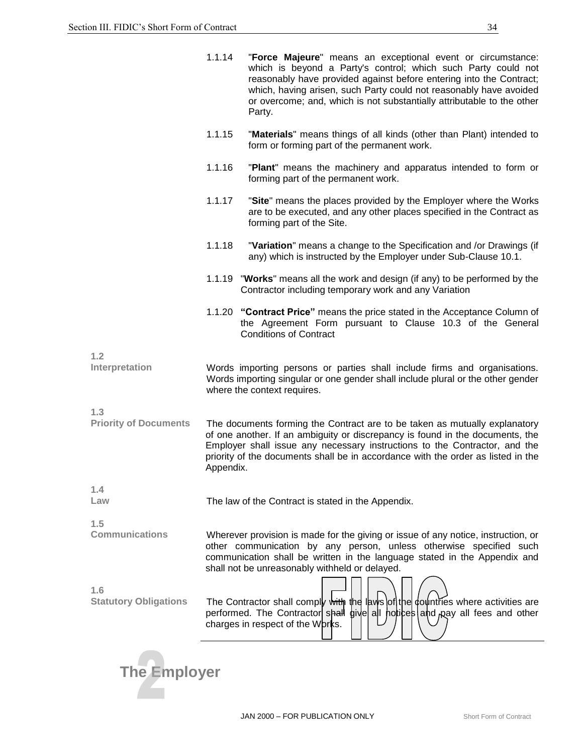1.1.14 "**Force Majeure**" means an exceptional event or circumstance: which is beyond a Party's control; which such Party could not reasonably have provided against before entering into the Contract; which, having arisen, such Party could not reasonably have avoided or overcome; and, which is not substantially attributable to the other Party.

1.1.15 "**Materials**" means things of all kinds (other than Plant) intended to form or forming part of the permanent work.

1.1.16 "**Plant**" means the machinery and apparatus intended to form or forming part of the permanent work.

1.1.17 "**Site**" means the places provided by the Employer where the Works are to be executed, and any other places specified in the Contract as forming part of the Site.

1.1.18 "**Variation**" means a change to the Specification and /or Drawings (if any) which is instructed by the Employer under Sub-Clause 10.1.

1.1.19 "**Works**" means all the work and design (if any) to be performed by the Contractor including temporary work and any Variation

1.1.20 **"Contract Price"** means the price stated in the Acceptance Column of the Agreement Form pursuant to Clause 10.3 of the General Conditions of Contract

**1.2 Interpretation**

Words importing persons or parties shall include firms and organisations. Words importing singular or one gender shall include plural or the other gender where the context requires.

**1.3 Priority of Documents**

The documents forming the Contract are to be taken as mutually explanatory of one another. If an ambiguity or discrepancy is found in the documents, the Employer shall issue any necessary instructions to the Contractor, and the priority of the documents shall be in accordance with the order as listed in the Appendix.

**1.4 Law**

The law of the Contract is stated in the Appendix.

**1.5 Communications**

Wherever provision is made for the giving or issue of any notice, instruction, or other communication by any person, unless otherwise specified such communication shall be written in the language stated in the Appendix and shall not be unreasonably withheld or delayed.

**1.6 Statutory Obligations**

The Contractor shall comply with the laws of the countries where activities are performed. The Contractor shall give all notices and pay all fees and other charges in respect of the Works.

# 2 The Employer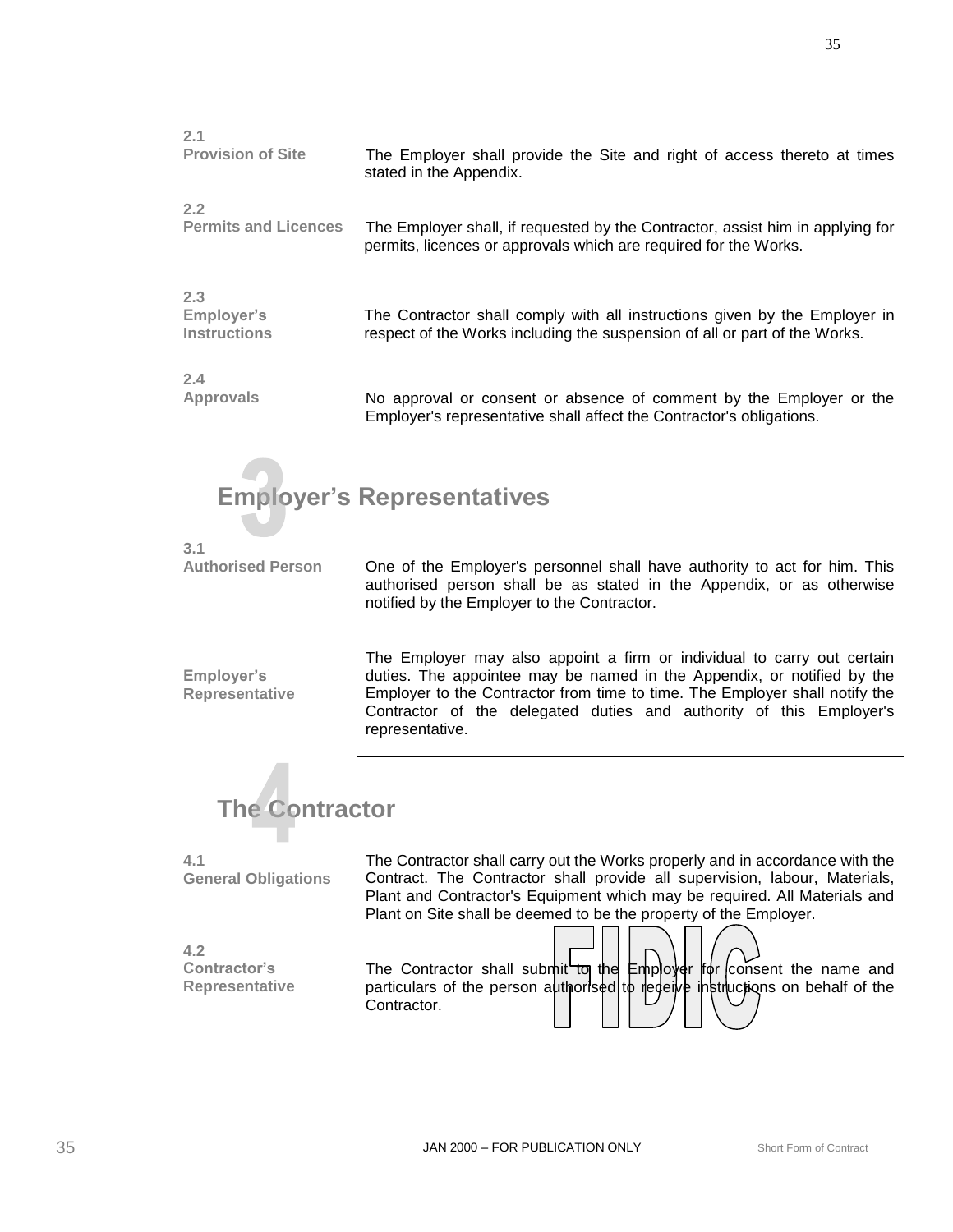**2.1**
**Provision of Site**

The Employer shall provide the Site and right of access thereto at times stated in the Appendix.

**2.2**
**Permits and Licences**

The Employer shall, if requested by the Contractor, assist him in applying for permits, licences or approvals which are required for the Works.

**2.3**
**Employer's Instructions**

The Contractor shall comply with all instructions given by the Employer in respect of the Works including the suspension of all or part of the Works.

**2.4**
**Approvals**

No approval or consent or absence of comment by the Employer or the Employer's representative shall affect the Contractor's obligations.

---

# 3 Employer's Representatives

**3.1**
**Authorised Person**

One of the Employer's personnel shall have authority to act for him. This authorised person shall be as stated in the Appendix, or as otherwise notified by the Employer to the Contractor.

**Employer's Representative**

The Employer may also appoint a firm or individual to carry out certain duties. The appointee may be named in the Appendix, or notified by the Employer to the Contractor from time to time. The Employer shall notify the Contractor of the delegated duties and authority of this Employer's representative.

---

# 4 The Contractor

**4.1**
**General Obligations**

The Contractor shall carry out the Works properly and in accordance with the Contract. The Contractor shall provide all supervision, labour, Materials, Plant and Contractor's Equipment which may be required. All Materials and Plant on Site shall be deemed to be the property of the Employer.

**4.2**
**Contractor's Representative**

The Contractor shall submit to the Employer for consent the name and particulars of the person authorised to receive instructions on behalf of the Contractor.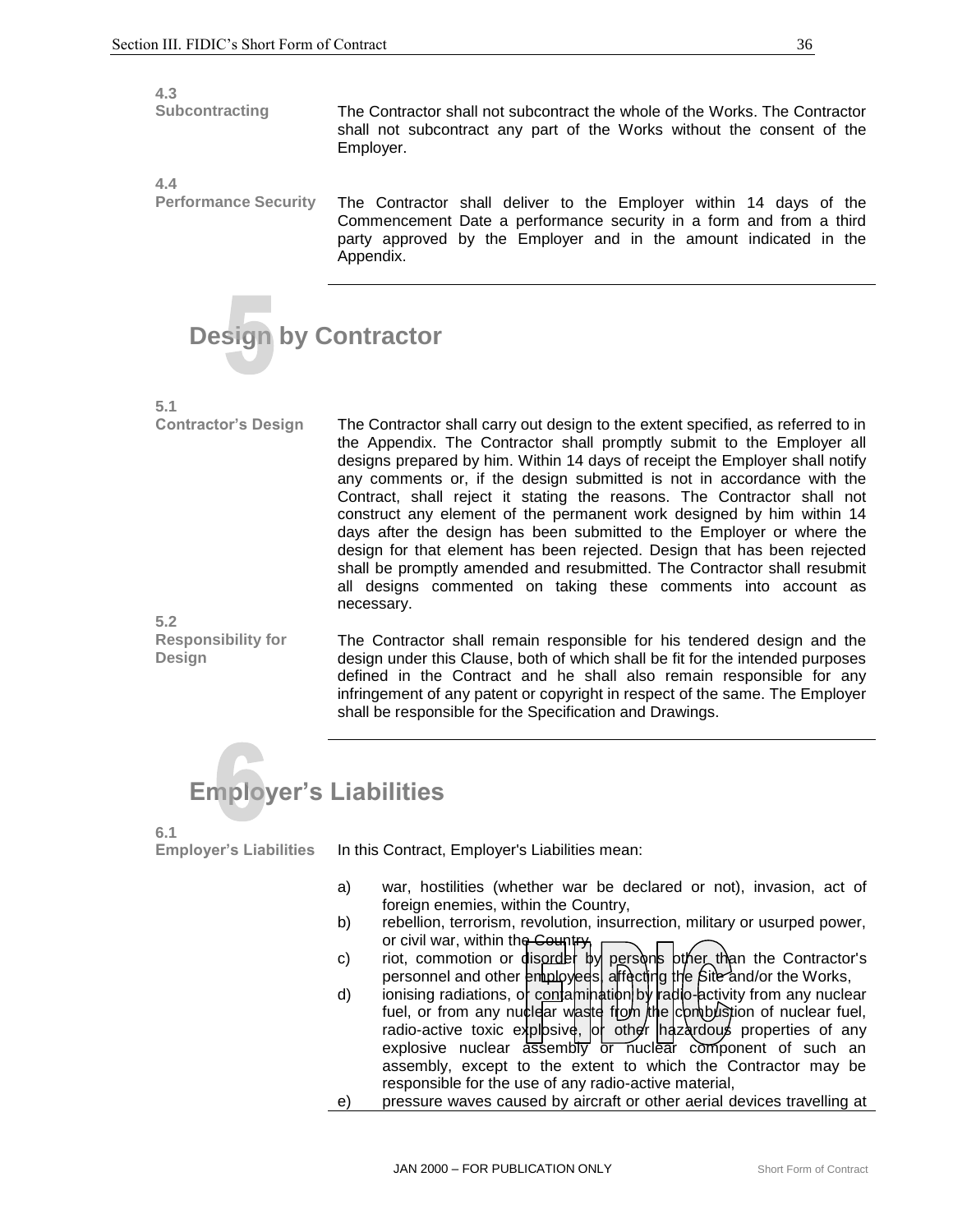**4.3 Subcontracting**

The Contractor shall not subcontract the whole of the Works. The Contractor shall not subcontract any part of the Works without the consent of the Employer.

**4.4 Performance Security**

The Contractor shall deliver to the Employer within 14 days of the Commencement Date a performance security in a form and from a third party approved by the Employer and in the amount indicated in the Appendix.

## 5 Design by Contractor

**5.1 Contractor's Design**

The Contractor shall carry out design to the extent specified, as referred to in the Appendix. The Contractor shall promptly submit to the Employer all designs prepared by him. Within 14 days of receipt the Employer shall notify any comments or, if the design submitted is not in accordance with the Contract, shall reject it stating the reasons. The Contractor shall not construct any element of the permanent work designed by him within 14 days after the design has been submitted to the Employer or where the design for that element has been rejected. Design that has been rejected shall be promptly amended and resubmitted. The Contractor shall resubmit all designs commented on taking these comments into account as necessary.

**5.2 Responsibility for Design**

The Contractor shall remain responsible for his tendered design and the design under this Clause, both of which shall be fit for the intended purposes defined in the Contract and he shall also remain responsible for any infringement of any patent or copyright in respect of the same. The Employer shall be responsible for the Specification and Drawings.

## 6 Employer's Liabilities

**6.1 Employer's Liabilities**

In this Contract, Employer's Liabilities mean:

a) war, hostilities (whether war be declared or not), invasion, act of foreign enemies, within the Country,

b) rebellion, terrorism, revolution, insurrection, military or usurped power, or civil war, within the Country,

c) riot, commotion or disorder by persons other than the Contractor's personnel and other employees, affecting the Site and/or the Works,

d) ionising radiations, or contamination by radio-activity from any nuclear fuel, or from any nuclear waste from the combustion of nuclear fuel, radio-active toxic explosive, or other hazardous properties of any explosive nuclear assembly or nuclear component of such an assembly, except to the extent to which the Contractor may be responsible for the use of any radio-active material,

e) pressure waves caused by aircraft or other aerial devices travelling at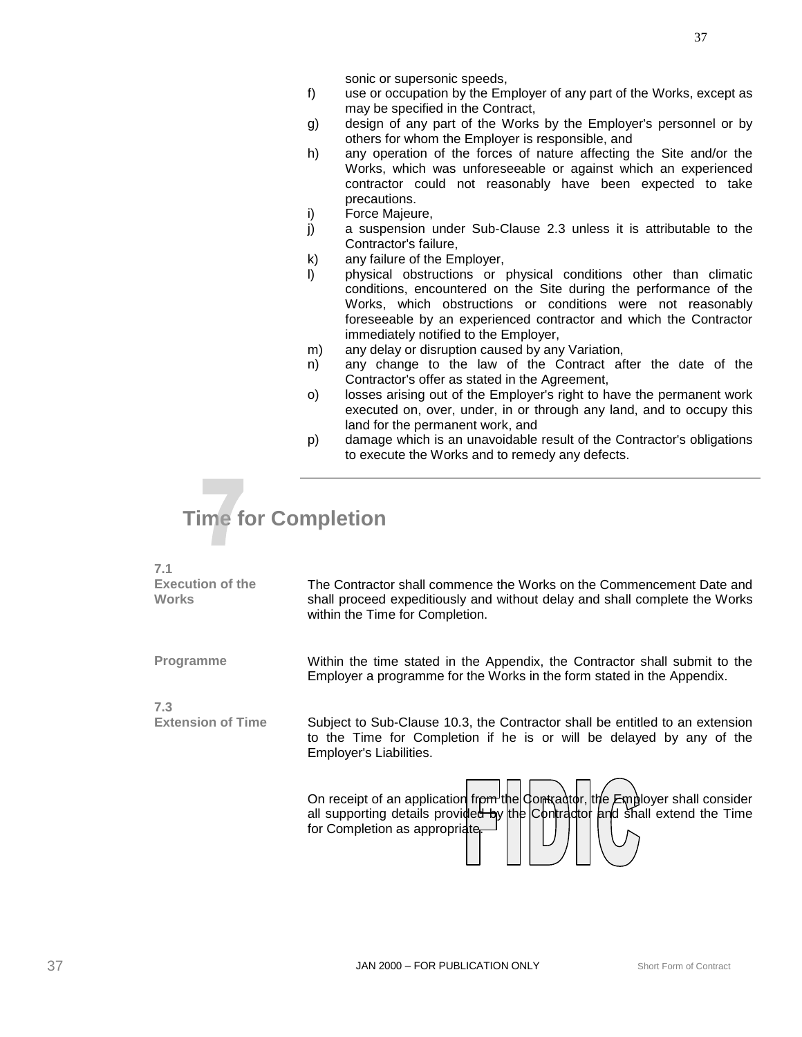sonic or supersonic speeds,

f) use or occupation by the Employer of any part of the Works, except as may be specified in the Contract,
g) design of any part of the Works by the Employer's personnel or by others for whom the Employer is responsible, and
h) any operation of the forces of nature affecting the Site and/or the Works, which was unforeseeable or against which an experienced contractor could not reasonably have been expected to take precautions.
i) Force Majeure,
j) a suspension under Sub-Clause 2.3 unless it is attributable to the Contractor's failure,
k) any failure of the Employer,
l) physical obstructions or physical conditions other than climatic conditions, encountered on the Site during the performance of the Works, which obstructions or conditions were not reasonably foreseeable by an experienced contractor and which the Contractor immediately notified to the Employer,
m) any delay or disruption caused by any Variation,
n) any change to the law of the Contract after the date of the Contractor's offer as stated in the Agreement,
o) losses arising out of the Employer's right to have the permanent work executed on, over, under, in or through any land, and to occupy this land for the permanent work, and
p) damage which is an unavoidable result of the Contractor's obligations to execute the Works and to remedy any defects.

# 7 Time for Completion

**7.1 Execution of the Works**

The Contractor shall commence the Works on the Commencement Date and shall proceed expeditiously and without delay and shall complete the Works within the Time for Completion.

**Programme**

Within the time stated in the Appendix, the Contractor shall submit to the Employer a programme for the Works in the form stated in the Appendix.

**7.3 Extension of Time**

Subject to Sub-Clause 10.3, the Contractor shall be entitled to an extension to the Time for Completion if he is or will be delayed by any of the Employer's Liabilities.

On receipt of an application from the Contractor, the Employer shall consider all supporting details provided by the Contractor and shall extend the Time for Completion as appropriate.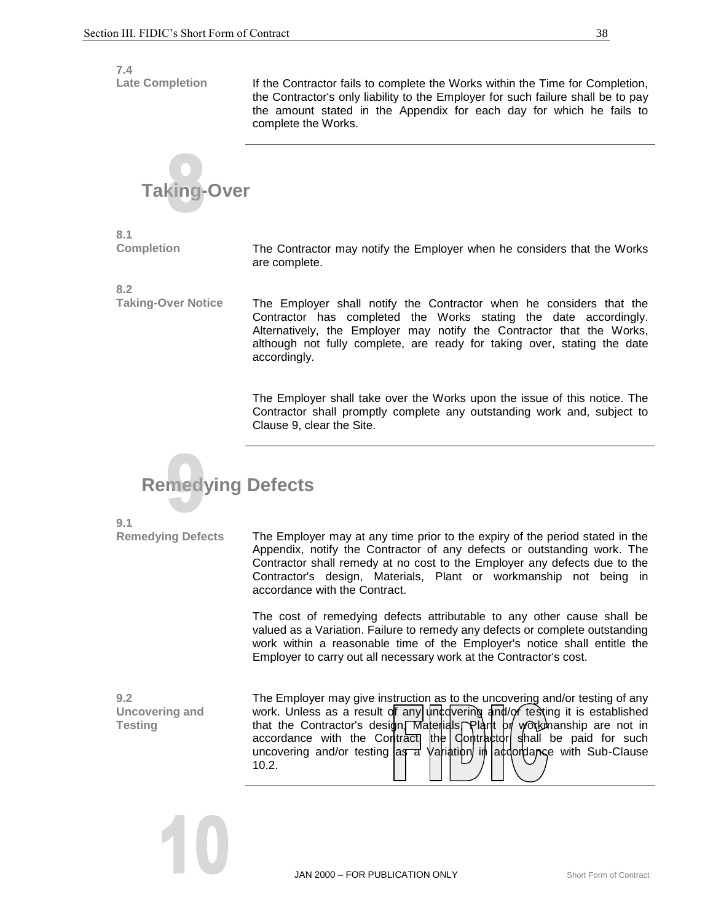**7.4**
**Late Completion**

If the Contractor fails to complete the Works within the Time for Completion, the Contractor's only liability to the Employer for such failure shall be to pay the amount stated in the Appendix for each day for which he fails to complete the Works.

## 8 Taking-Over

**8.1**
**Completion**

The Contractor may notify the Employer when he considers that the Works are complete.

**8.2**
**Taking-Over Notice**

The Employer shall notify the Contractor when he considers that the Contractor has completed the Works stating the date accordingly. Alternatively, the Employer may notify the Contractor that the Works, although not fully complete, are ready for taking over, stating the date accordingly.

The Employer shall take over the Works upon the issue of this notice. The Contractor shall promptly complete any outstanding work and, subject to Clause 9, clear the Site.

## 9 Remedying Defects

**9.1**
**Remedying Defects**

The Employer may at any time prior to the expiry of the period stated in the Appendix, notify the Contractor of any defects or outstanding work. The Contractor shall remedy at no cost to the Employer any defects due to the Contractor's design, Materials, Plant or workmanship not being in accordance with the Contract.

The cost of remedying defects attributable to any other cause shall be valued as a Variation. Failure to remedy any defects or complete outstanding work within a reasonable time of the Employer's notice shall entitle the Employer to carry out all necessary work at the Contractor's cost.

**9.2**
**Uncovering and Testing**

The Employer may give instruction as to the uncovering and/or testing of any work. Unless as a result of any uncovering and/or testing it is established that the Contractor's design, Materials, Plant or workmanship are not in accordance with the Contract, the Contractor shall be paid for such uncovering and/or testing as a Variation in accordance with Sub-Clause 10.2.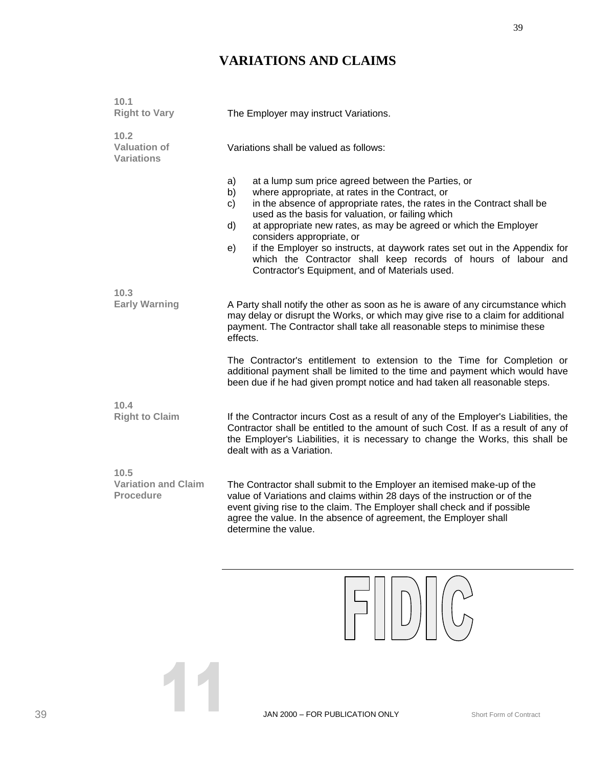# VARIATIONS AND CLAIMS

**10.1**
**Right to Vary**

The Employer may instruct Variations.

**10.2**
**Valuation of Variations**

Variations shall be valued as follows:

a) at a lump sum price agreed between the Parties, or
b) where appropriate, at rates in the Contract, or
c) in the absence of appropriate rates, the rates in the Contract shall be used as the basis for valuation, or failing which
d) at appropriate new rates, as may be agreed or which the Employer considers appropriate, or
e) if the Employer so instructs, at daywork rates set out in the Appendix for which the Contractor shall keep records of hours of labour and Contractor's Equipment, and of Materials used.

**10.3**
**Early Warning**

A Party shall notify the other as soon as he is aware of any circumstance which may delay or disrupt the Works, or which may give rise to a claim for additional payment. The Contractor shall take all reasonable steps to minimise these effects.

The Contractor's entitlement to extension to the Time for Completion or additional payment shall be limited to the time and payment which would have been due if he had given prompt notice and had taken all reasonable steps.

**10.4**
**Right to Claim**

If the Contractor incurs Cost as a result of any of the Employer's Liabilities, the Contractor shall be entitled to the amount of such Cost. If as a result of any of the Employer's Liabilities, it is necessary to change the Works, this shall be dealt with as a Variation.

**10.5**
**Variation and Claim Procedure**

The Contractor shall submit to the Employer an itemised make-up of the value of Variations and claims within 28 days of the instruction or of the event giving rise to the claim. The Employer shall check and if possible agree the value. In the absence of agreement, the Employer shall determine the value.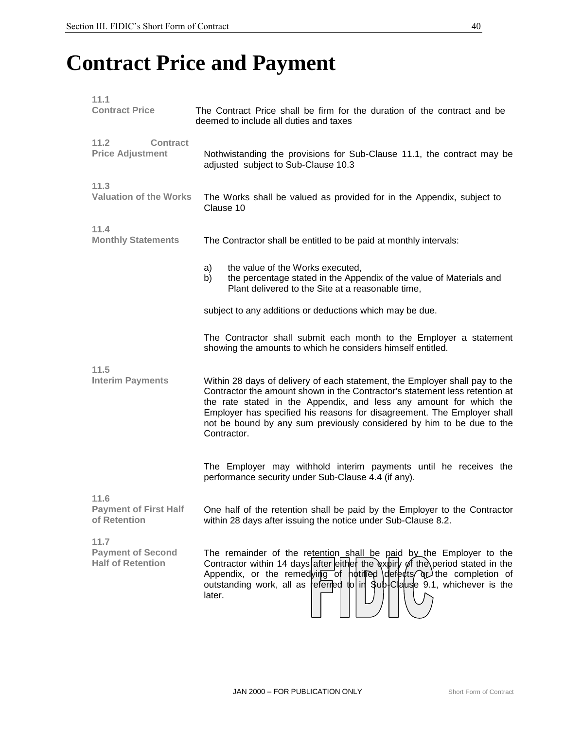# Contract Price and Payment

**11.1**
**Contract Price**

The Contract Price shall be firm for the duration of the contract and be deemed to include all duties and taxes

**11.2 Contract Price Adjustment**

Nothwistanding the provisions for Sub-Clause 11.1, the contract may be adjusted subject to Sub-Clause 10.3

**11.3**
**Valuation of the Works**

The Works shall be valued as provided for in the Appendix, subject to Clause 10

**11.4**
**Monthly Statements**

The Contractor shall be entitled to be paid at monthly intervals:

a) the value of the Works executed,
b) the percentage stated in the Appendix of the value of Materials and Plant delivered to the Site at a reasonable time,

subject to any additions or deductions which may be due.

The Contractor shall submit each month to the Employer a statement showing the amounts to which he considers himself entitled.

**11.5**
**Interim Payments**

Within 28 days of delivery of each statement, the Employer shall pay to the Contractor the amount shown in the Contractor's statement less retention at the rate stated in the Appendix, and less any amount for which the Employer has specified his reasons for disagreement. The Employer shall not be bound by any sum previously considered by him to be due to the Contractor.

The Employer may withhold interim payments until he receives the performance security under Sub-Clause 4.4 (if any).

**11.6**
**Payment of First Half of Retention**

One half of the retention shall be paid by the Employer to the Contractor within 28 days after issuing the notice under Sub-Clause 8.2.

**11.7**
**Payment of Second Half of Retention**

The remainder of the retention shall be paid by the Employer to the Contractor within 14 days after either the expiry of the period stated in the Appendix, or the remedying of notified defects or the completion of outstanding work, all as referred to in Sub-Clause 9.1, whichever is the later.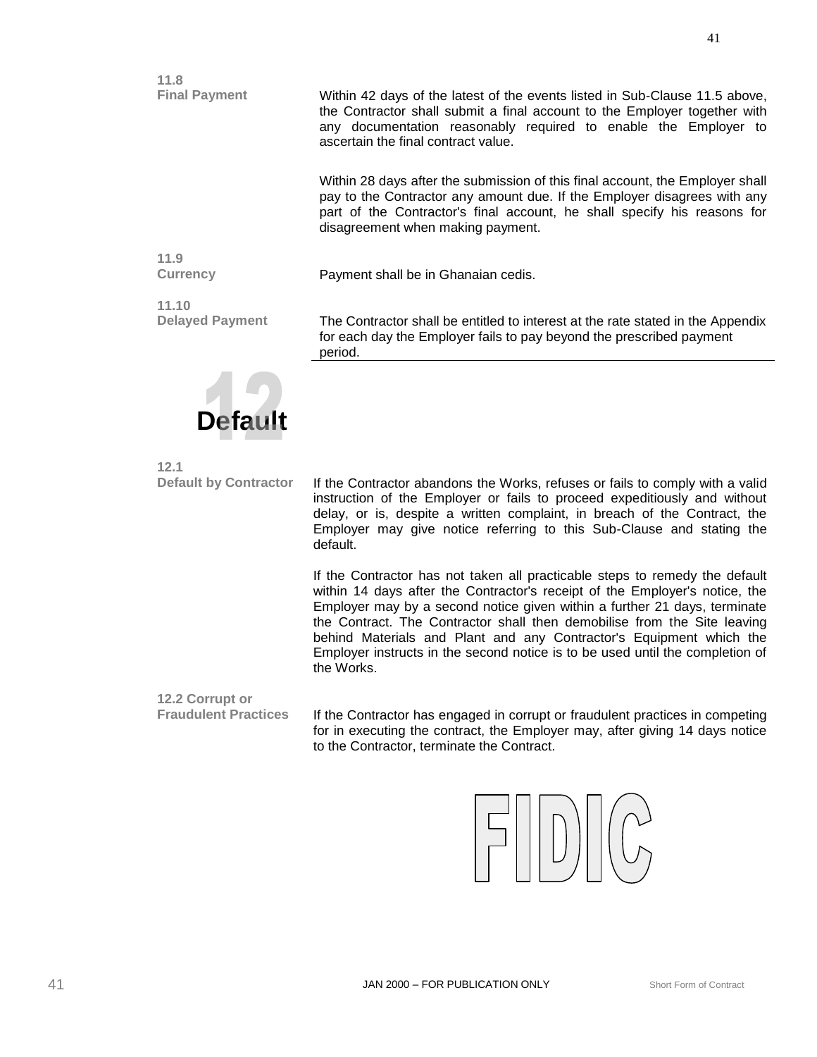### 11.8 Final Payment

Within 42 days of the latest of the events listed in Sub-Clause 11.5 above, the Contractor shall submit a final account to the Employer together with any documentation reasonably required to enable the Employer to ascertain the final contract value.

Within 28 days after the submission of this final account, the Employer shall pay to the Contractor any amount due. If the Employer disagrees with any part of the Contractor's final account, he shall specify his reasons for disagreement when making payment.

### 11.9 Currency

Payment shall be in Ghanaian cedis.

### 11.10 Delayed Payment

The Contractor shall be entitled to interest at the rate stated in the Appendix for each day the Employer fails to pay beyond the prescribed payment period.

## 12 Default

### 12.1 Default by Contractor

If the Contractor abandons the Works, refuses or fails to comply with a valid instruction of the Employer or fails to proceed expeditiously and without delay, or is, despite a written complaint, in breach of the Contract, the Employer may give notice referring to this Sub-Clause and stating the default.

If the Contractor has not taken all practicable steps to remedy the default within 14 days after the Contractor's receipt of the Employer's notice, the Employer may by a second notice given within a further 21 days, terminate the Contract. The Contractor shall then demobilise from the Site leaving behind Materials and Plant and any Contractor's Equipment which the Employer instructs in the second notice is to be used until the completion of the Works.

### 12.2 Corrupt or Fraudulent Practices

If the Contractor has engaged in corrupt or fraudulent practices in competing for in executing the contract, the Employer may, after giving 14 days notice to the Contractor, terminate the Contract.

FIDIC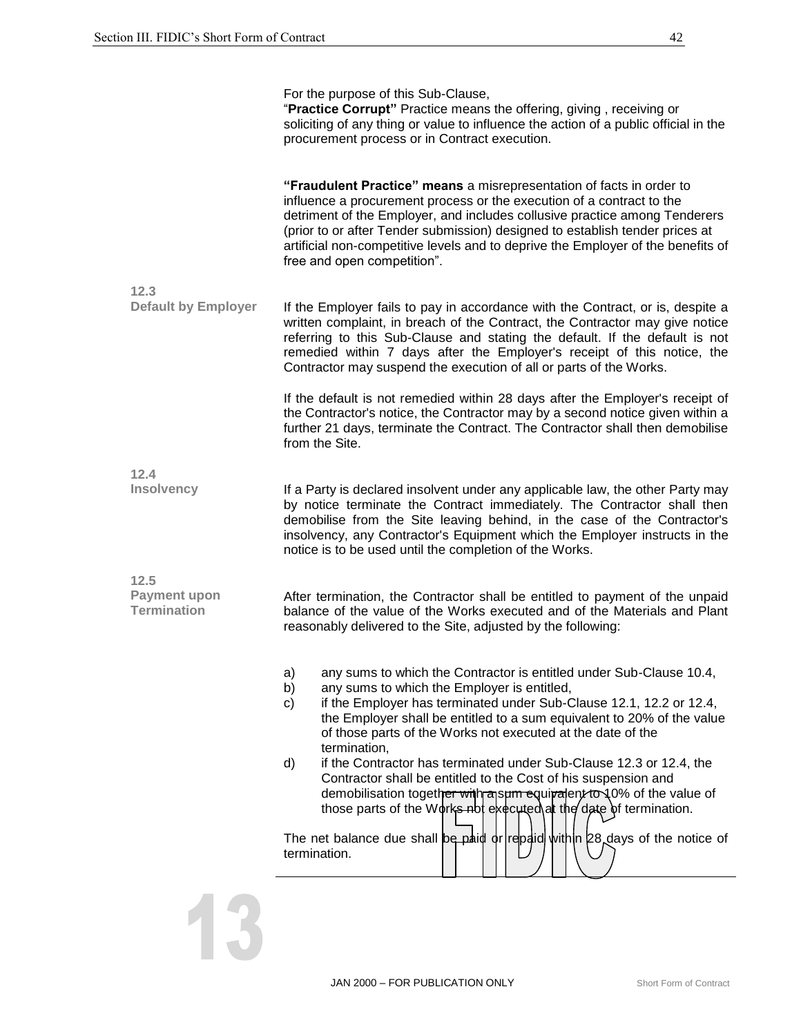For the purpose of this Sub-Clause,
"**Practice Corrupt"** Practice means the offering, giving , receiving or soliciting of any thing or value to influence the action of a public official in the procurement process or in Contract execution.

**"Fraudulent Practice" means** a misrepresentation of facts in order to influence a procurement process or the execution of a contract to the detriment of the Employer, and includes collusive practice among Tenderers (prior to or after Tender submission) designed to establish tender prices at artificial non-competitive levels and to deprive the Employer of the benefits of free and open competition".

**12.3 Default by Employer**

If the Employer fails to pay in accordance with the Contract, or is, despite a written complaint, in breach of the Contract, the Contractor may give notice referring to this Sub-Clause and stating the default. If the default is not remedied within 7 days after the Employer's receipt of this notice, the Contractor may suspend the execution of all or parts of the Works.

If the default is not remedied within 28 days after the Employer's receipt of the Contractor's notice, the Contractor may by a second notice given within a further 21 days, terminate the Contract. The Contractor shall then demobilise from the Site.

**12.4 Insolvency**

If a Party is declared insolvent under any applicable law, the other Party may by notice terminate the Contract immediately. The Contractor shall then demobilise from the Site leaving behind, in the case of the Contractor's insolvency, any Contractor's Equipment which the Employer instructs in the notice is to be used until the completion of the Works.

**12.5 Payment upon Termination**

After termination, the Contractor shall be entitled to payment of the unpaid balance of the value of the Works executed and of the Materials and Plant reasonably delivered to the Site, adjusted by the following:

a) any sums to which the Contractor is entitled under Sub-Clause 10.4,
b) any sums to which the Employer is entitled,
c) if the Employer has terminated under Sub-Clause 12.1, 12.2 or 12.4, the Employer shall be entitled to a sum equivalent to 20% of the value of those parts of the Works not executed at the date of the termination,
d) if the Contractor has terminated under Sub-Clause 12.3 or 12.4, the Contractor shall be entitled to the Cost of his suspension and demobilisation together with a sum equivalent to 10% of the value of those parts of the Works not executed at the date of termination.

The net balance due shall be paid or repaid within 28 days of the notice of termination.

**13**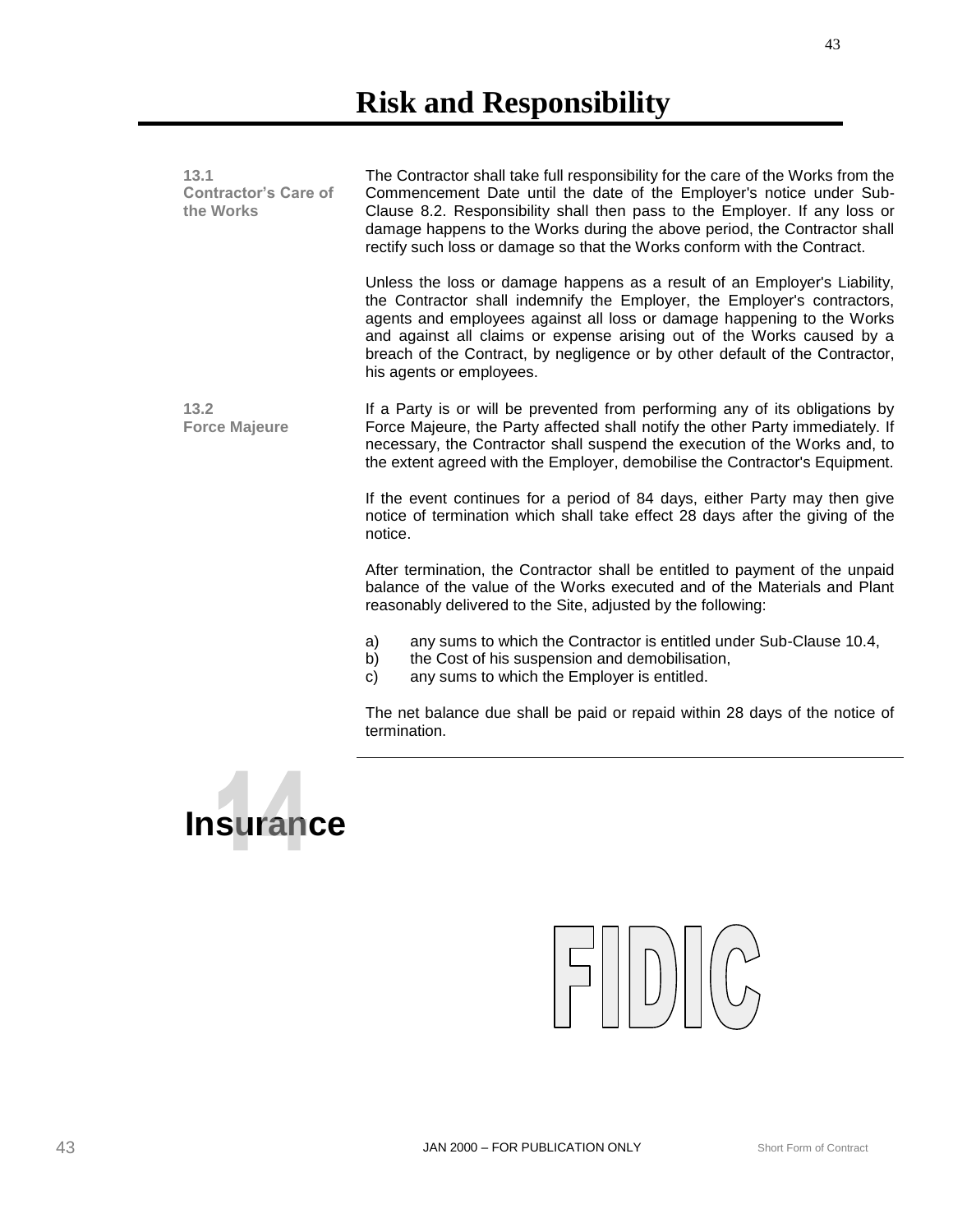# Risk and Responsibility

**13.1 Contractor's Care of the Works**

The Contractor shall take full responsibility for the care of the Works from the Commencement Date until the date of the Employer's notice under Sub-Clause 8.2. Responsibility shall then pass to the Employer. If any loss or damage happens to the Works during the above period, the Contractor shall rectify such loss or damage so that the Works conform with the Contract.

Unless the loss or damage happens as a result of an Employer's Liability, the Contractor shall indemnify the Employer, the Employer's contractors, agents and employees against all loss or damage happening to the Works and against all claims or expense arising out of the Works caused by a breach of the Contract, by negligence or by other default of the Contractor, his agents or employees.

**13.2 Force Majeure**

If a Party is or will be prevented from performing any of its obligations by Force Majeure, the Party affected shall notify the other Party immediately. If necessary, the Contractor shall suspend the execution of the Works and, to the extent agreed with the Employer, demobilise the Contractor's Equipment.

If the event continues for a period of 84 days, either Party may then give notice of termination which shall take effect 28 days after the giving of the notice.

After termination, the Contractor shall be entitled to payment of the unpaid balance of the value of the Works executed and of the Materials and Plant reasonably delivered to the Site, adjusted by the following:

a) any sums to which the Contractor is entitled under Sub-Clause 10.4,
b) the Cost of his suspension and demobilisation,
c) any sums to which the Employer is entitled.

The net balance due shall be paid or repaid within 28 days of the notice of termination.

# 14 Insurance

FIDIC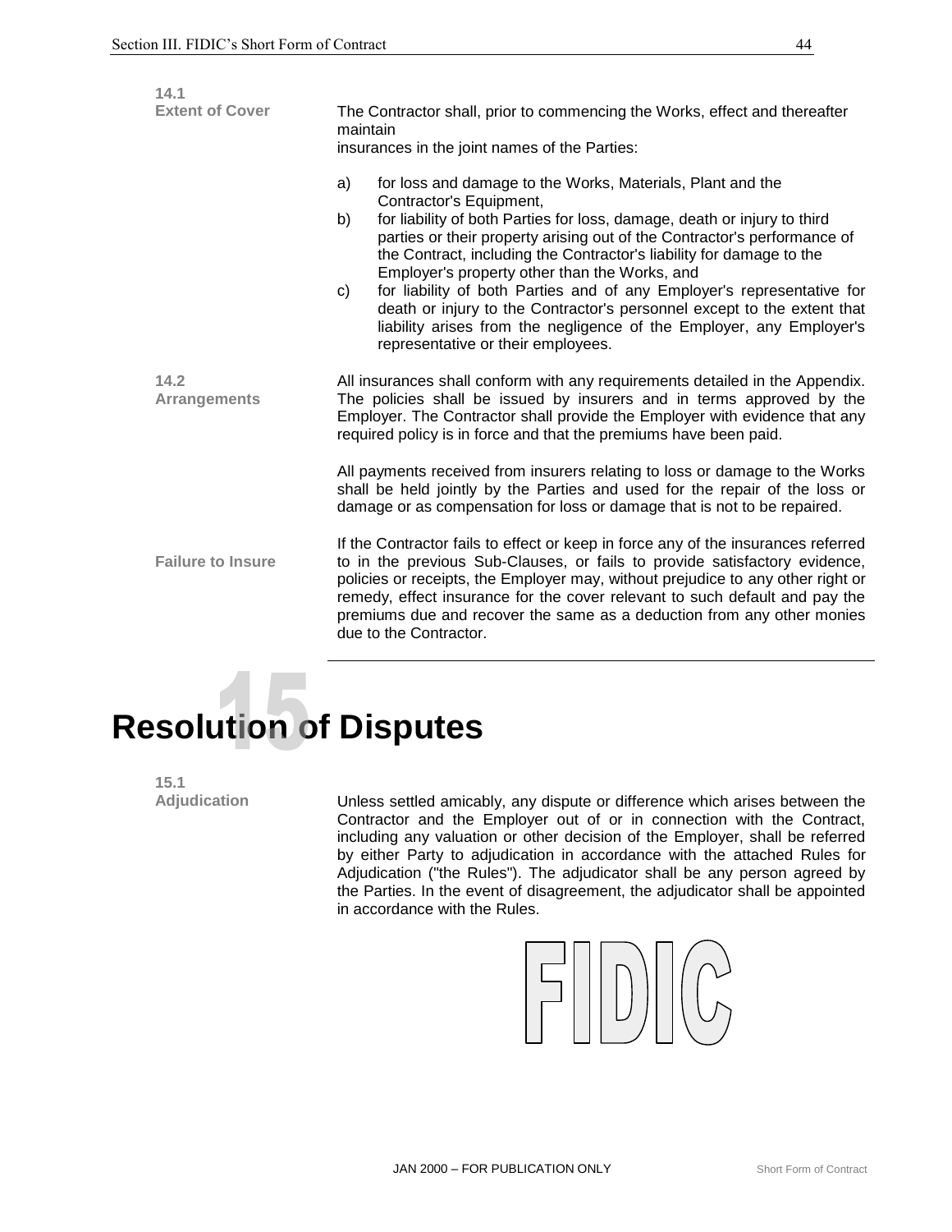**14.1**
**Extent of Cover**

The Contractor shall, prior to commencing the Works, effect and thereafter maintain
insurances in the joint names of the Parties:

a) for loss and damage to the Works, Materials, Plant and the Contractor's Equipment,
b) for liability of both Parties for loss, damage, death or injury to third parties or their property arising out of the Contractor's performance of the Contract, including the Contractor's liability for damage to the Employer's property other than the Works, and
c) for liability of both Parties and of any Employer's representative for death or injury to the Contractor's personnel except to the extent that liability arises from the negligence of the Employer, any Employer's representative or their employees.

**14.2**
**Arrangements**

All insurances shall conform with any requirements detailed in the Appendix. The policies shall be issued by insurers and in terms approved by the Employer. The Contractor shall provide the Employer with evidence that any required policy is in force and that the premiums have been paid.

All payments received from insurers relating to loss or damage to the Works shall be held jointly by the Parties and used for the repair of the loss or damage or as compensation for loss or damage that is not to be repaired.

**Failure to Insure**

If the Contractor fails to effect or keep in force any of the insurances referred to in the previous Sub-Clauses, or fails to provide satisfactory evidence, policies or receipts, the Employer may, without prejudice to any other right or remedy, effect insurance for the cover relevant to such default and pay the premiums due and recover the same as a deduction from any other monies due to the Contractor.

# 15 Resolution of Disputes

**15.1**
**Adjudication**

Unless settled amicably, any dispute or difference which arises between the Contractor and the Employer out of or in connection with the Contract, including any valuation or other decision of the Employer, shall be referred by either Party to adjudication in accordance with the attached Rules for Adjudication ("the Rules"). The adjudicator shall be any person agreed by the Parties. In the event of disagreement, the adjudicator shall be appointed in accordance with the Rules.

FIDIC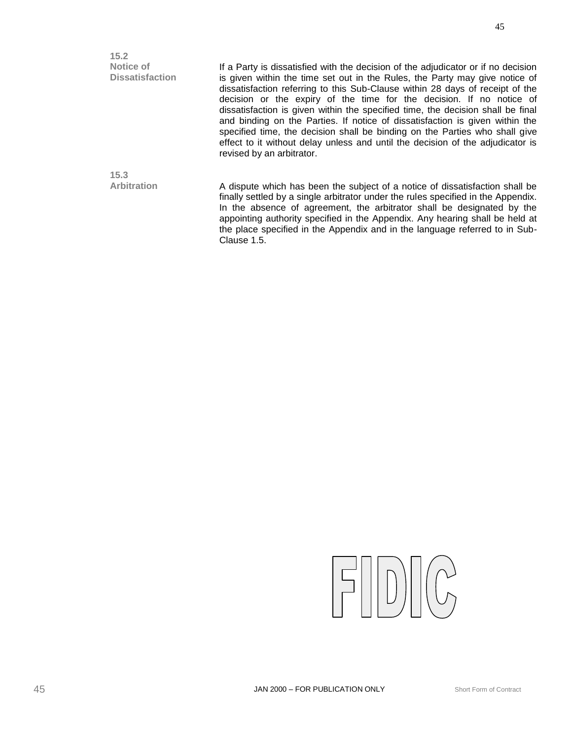**15.2 Notice of Dissatisfaction**

If a Party is dissatisfied with the decision of the adjudicator or if no decision is given within the time set out in the Rules, the Party may give notice of dissatisfaction referring to this Sub-Clause within 28 days of receipt of the decision or the expiry of the time for the decision. If no notice of dissatisfaction is given within the specified time, the decision shall be final and binding on the Parties. If notice of dissatisfaction is given within the specified time, the decision shall be binding on the Parties who shall give effect to it without delay unless and until the decision of the adjudicator is revised by an arbitrator.

**15.3 Arbitration**

A dispute which has been the subject of a notice of dissatisfaction shall be finally settled by a single arbitrator under the rules specified in the Appendix. In the absence of agreement, the arbitrator shall be designated by the appointing authority specified in the Appendix. Any hearing shall be held at the place specified in the Appendix and in the language referred to in Sub-Clause 1.5.

FIDIC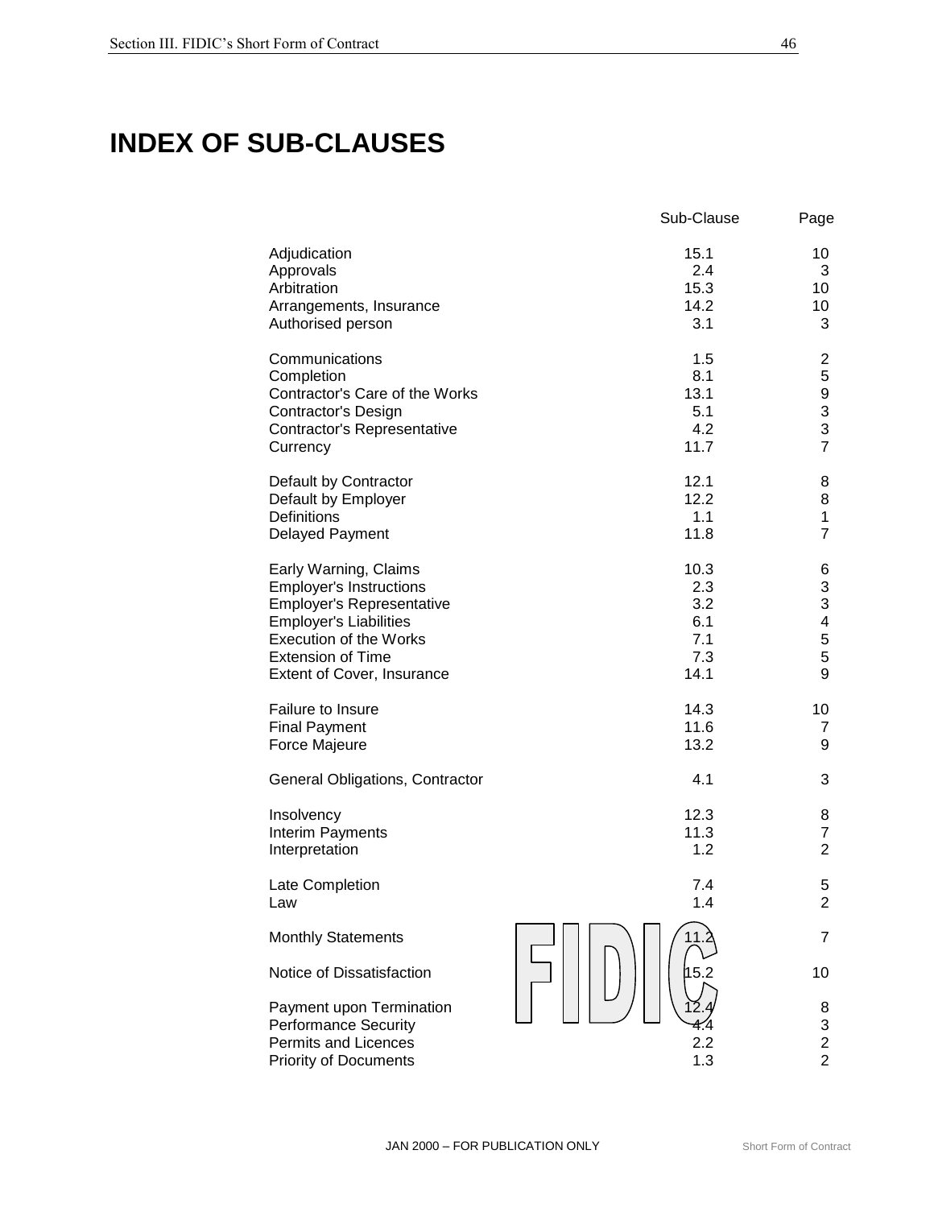# INDEX OF SUB-CLAUSES

| | Sub-Clause | Page |
|---|---|---|
| Adjudication | 15.1 | 10 |
| Approvals | 2.4 | 3 |
| Arbitration | 15.3 | 10 |
| Arrangements, Insurance | 14.2 | 10 |
| Authorised person | 3.1 | 3 |
| Communications | 1.5 | 2 |
| Completion | 8.1 | 5 |
| Contractor's Care of the Works | 13.1 | 9 |
| Contractor's Design | 5.1 | 3 |
| Contractor's Representative | 4.2 | 3 |
| Currency | 11.7 | 7 |
| Default by Contractor | 12.1 | 8 |
| Default by Employer | 12.2 | 8 |
| Definitions | 1.1 | 1 |
| Delayed Payment | 11.8 | 7 |
| Early Warning, Claims | 10.3 | 6 |
| Employer's Instructions | 2.3 | 3 |
| Employer's Representative | 3.2 | 3 |
| Employer's Liabilities | 6.1 | 4 |
| Execution of the Works | 7.1 | 5 |
| Extension of Time | 7.3 | 5 |
| Extent of Cover, Insurance | 14.1 | 9 |
| Failure to Insure | 14.3 | 10 |
| Final Payment | 11.6 | 7 |
| Force Majeure | 13.2 | 9 |
| General Obligations, Contractor | 4.1 | 3 |
| Insolvency | 12.3 | 8 |
| Interim Payments | 11.3 | 7 |
| Interpretation | 1.2 | 2 |
| Late Completion | 7.4 | 5 |
| Law | 1.4 | 2 |
| Monthly Statements | 11.2 | 7 |
| Notice of Dissatisfaction | 15.2 | 10 |
| Payment upon Termination | 12.4 | 8 |
| Performance Security | 4.4 | 3 |
| Permits and Licences | 2.2 | 2 |
| Priority of Documents | 1.3 | 2 |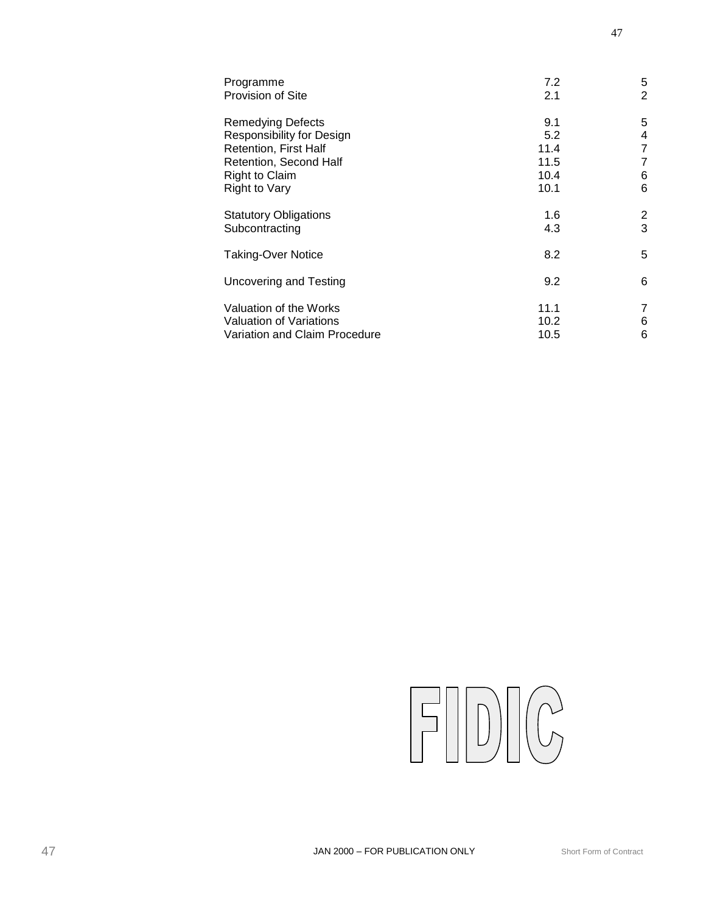| | | |
|---|---|---|
| Programme | 7.2 | 5 |
| Provision of Site | 2.1 | 2 |
| | | |
| Remedying Defects | 9.1 | 5 |
| Responsibility for Design | 5.2 | 4 |
| Retention, First Half | 11.4 | 7 |
| Retention, Second Half | 11.5 | 7 |
| Right to Claim | 10.4 | 6 |
| Right to Vary | 10.1 | 6 |
| | | |
| Statutory Obligations | 1.6 | 2 |
| Subcontracting | 4.3 | 3 |
| | | |
| Taking-Over Notice | 8.2 | 5 |
| | | |
| Uncovering and Testing | 9.2 | 6 |
| | | |
| Valuation of the Works | 11.1 | 7 |
| Valuation of Variations | 10.2 | 6 |
| Variation and Claim Procedure | 10.5 | 6 |

FIDIC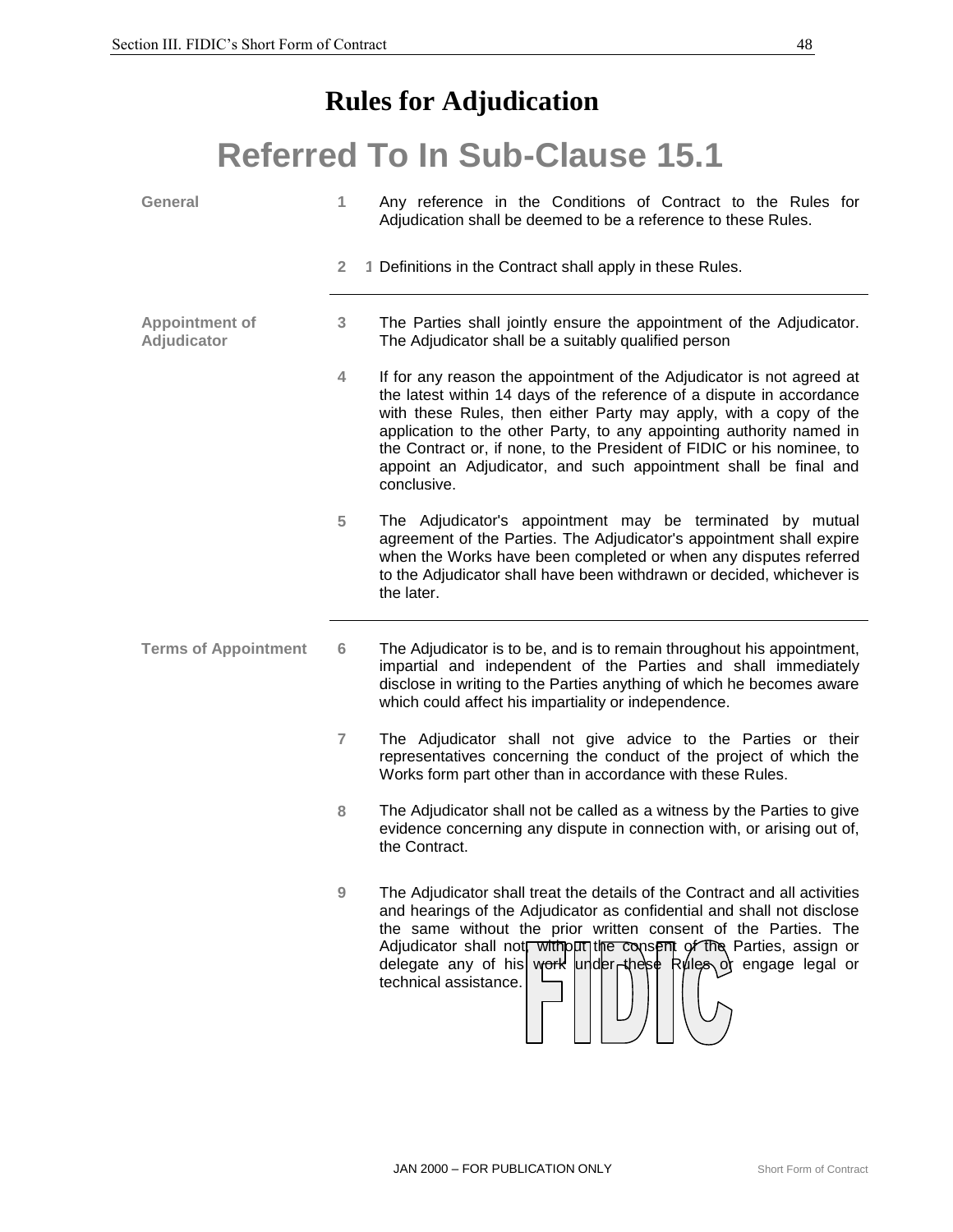# Rules for Adjudication

## Referred To In Sub-Clause 15.1

**General**

1 Any reference in the Conditions of Contract to the Rules for Adjudication shall be deemed to be a reference to these Rules.

2 1 Definitions in the Contract shall apply in these Rules.

**Appointment of Adjudicator**

3 The Parties shall jointly ensure the appointment of the Adjudicator. The Adjudicator shall be a suitably qualified person

4 If for any reason the appointment of the Adjudicator is not agreed at the latest within 14 days of the reference of a dispute in accordance with these Rules, then either Party may apply, with a copy of the application to the other Party, to any appointing authority named in the Contract or, if none, to the President of FIDIC or his nominee, to appoint an Adjudicator, and such appointment shall be final and conclusive.

5 The Adjudicator's appointment may be terminated by mutual agreement of the Parties. The Adjudicator's appointment shall expire when the Works have been completed or when any disputes referred to the Adjudicator shall have been withdrawn or decided, whichever is the later.

**Terms of Appointment**

6 The Adjudicator is to be, and is to remain throughout his appointment, impartial and independent of the Parties and shall immediately disclose in writing to the Parties anything of which he becomes aware which could affect his impartiality or independence.

7 The Adjudicator shall not give advice to the Parties or their representatives concerning the conduct of the project of which the Works form part other than in accordance with these Rules.

8 The Adjudicator shall not be called as a witness by the Parties to give evidence concerning any dispute in connection with, or arising out of, the Contract.

9 The Adjudicator shall treat the details of the Contract and all activities and hearings of the Adjudicator as confidential and shall not disclose the same without the prior written consent of the Parties. The Adjudicator shall not, without the consent of the Parties, assign or delegate any of his work under these Rules or engage legal or technical assistance.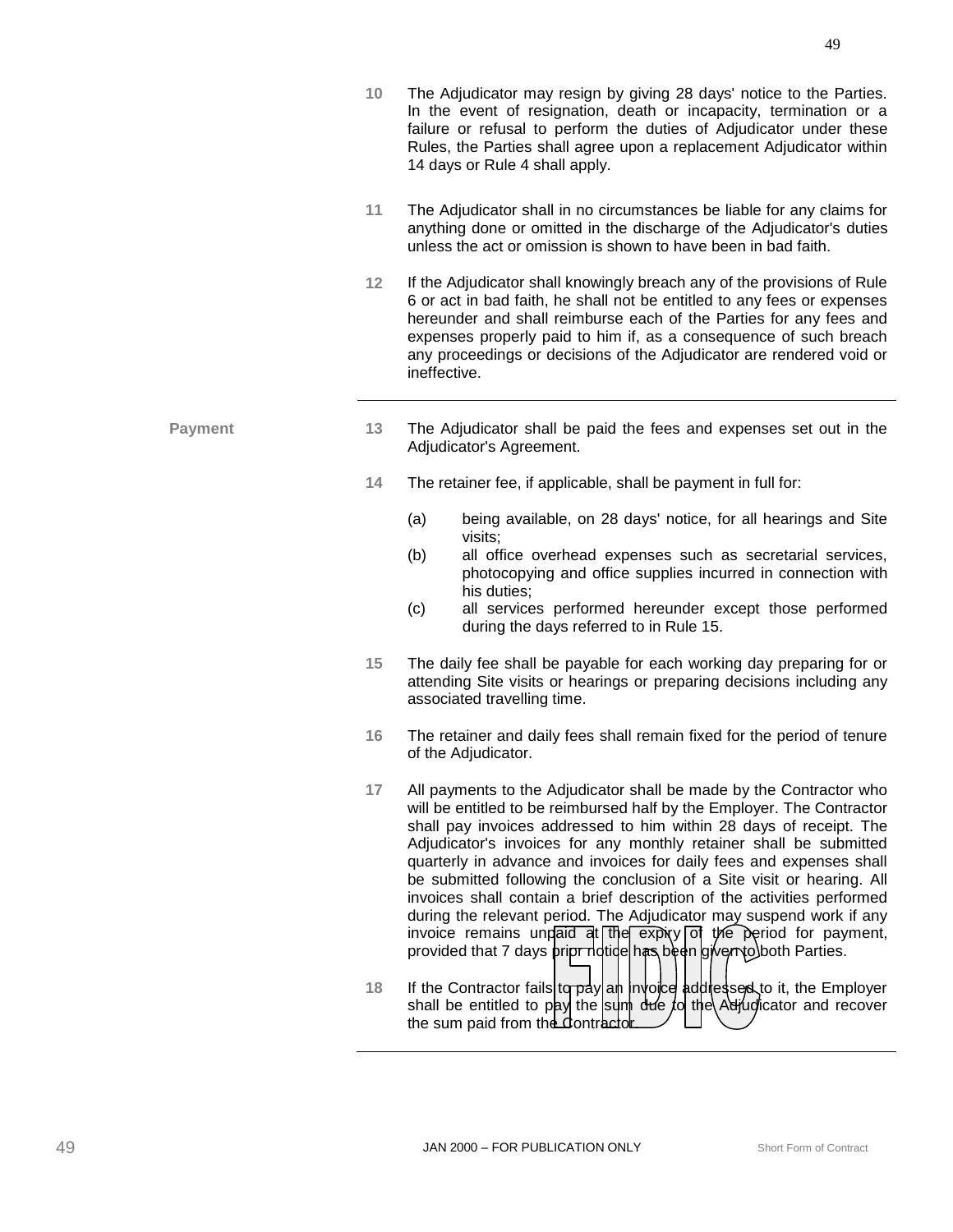**10** The Adjudicator may resign by giving 28 days' notice to the Parties. In the event of resignation, death or incapacity, termination or a failure or refusal to perform the duties of Adjudicator under these Rules, the Parties shall agree upon a replacement Adjudicator within 14 days or Rule 4 shall apply.

**11** The Adjudicator shall in no circumstances be liable for any claims for anything done or omitted in the discharge of the Adjudicator's duties unless the act or omission is shown to have been in bad faith.

**12** If the Adjudicator shall knowingly breach any of the provisions of Rule 6 or act in bad faith, he shall not be entitled to any fees or expenses hereunder and shall reimburse each of the Parties for any fees and expenses properly paid to him if, as a consequence of such breach any proceedings or decisions of the Adjudicator are rendered void or ineffective.

---

**Payment**

**13** The Adjudicator shall be paid the fees and expenses set out in the Adjudicator's Agreement.

**14** The retainer fee, if applicable, shall be payment in full for:

(a) being available, on 28 days' notice, for all hearings and Site visits;
(b) all office overhead expenses such as secretarial services, photocopying and office supplies incurred in connection with his duties;
(c) all services performed hereunder except those performed during the days referred to in Rule 15.

**15** The daily fee shall be payable for each working day preparing for or attending Site visits or hearings or preparing decisions including any associated travelling time.

**16** The retainer and daily fees shall remain fixed for the period of tenure of the Adjudicator.

**17** All payments to the Adjudicator shall be made by the Contractor who will be entitled to be reimbursed half by the Employer. The Contractor shall pay invoices addressed to him within 28 days of receipt. The Adjudicator's invoices for any monthly retainer shall be submitted quarterly in advance and invoices for daily fees and expenses shall be submitted following the conclusion of a Site visit or hearing. All invoices shall contain a brief description of the activities performed during the relevant period. The Adjudicator may suspend work if any invoice remains unpaid at the expiry of the period for payment, provided that 7 days prior notice has been given to both Parties.

**18** If the Contractor fails to pay an invoice addressed to it, the Employer shall be entitled to pay the sum due to the Adjudicator and recover the sum paid from the Contractor.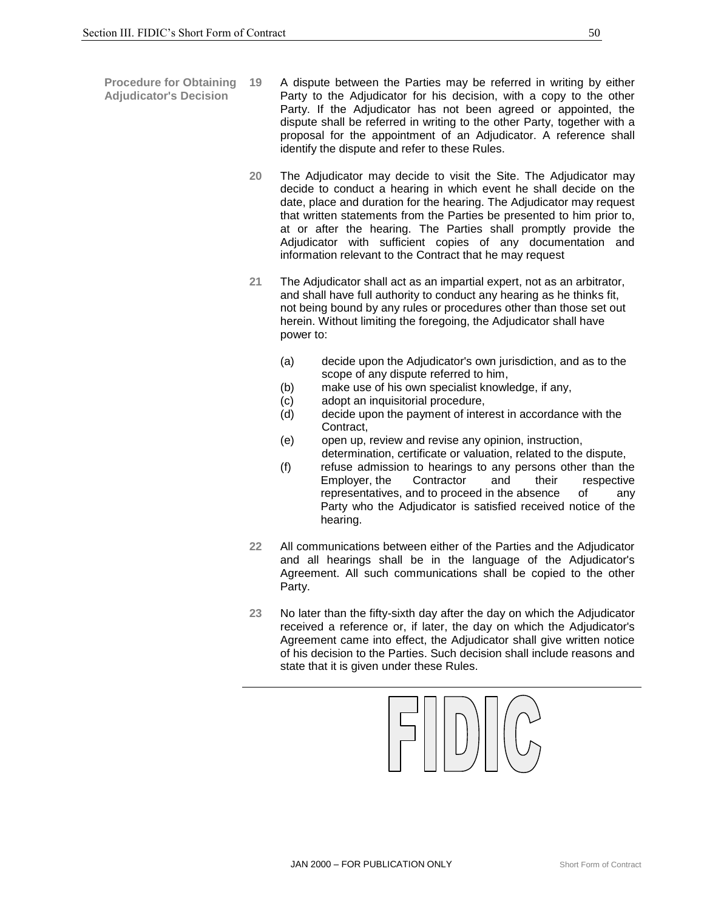**Procedure for Obtaining Adjudicator's Decision**

**19** A dispute between the Parties may be referred in writing by either Party to the Adjudicator for his decision, with a copy to the other Party. If the Adjudicator has not been agreed or appointed, the dispute shall be referred in writing to the other Party, together with a proposal for the appointment of an Adjudicator. A reference shall identify the dispute and refer to these Rules.

**20** The Adjudicator may decide to visit the Site. The Adjudicator may decide to conduct a hearing in which event he shall decide on the date, place and duration for the hearing. The Adjudicator may request that written statements from the Parties be presented to him prior to, at or after the hearing. The Parties shall promptly provide the Adjudicator with sufficient copies of any documentation and information relevant to the Contract that he may request

**21** The Adjudicator shall act as an impartial expert, not as an arbitrator, and shall have full authority to conduct any hearing as he thinks fit, not being bound by any rules or procedures other than those set out herein. Without limiting the foregoing, the Adjudicator shall have power to:

(a) decide upon the Adjudicator's own jurisdiction, and as to the scope of any dispute referred to him,
(b) make use of his own specialist knowledge, if any,
(c) adopt an inquisitorial procedure,
(d) decide upon the payment of interest in accordance with the Contract,
(e) open up, review and revise any opinion, instruction, determination, certificate or valuation, related to the dispute,
(f) refuse admission to hearings to any persons other than the Employer, the Contractor and their respective representatives, and to proceed in the absence of any Party who the Adjudicator is satisfied received notice of the hearing.

**22** All communications between either of the Parties and the Adjudicator and all hearings shall be in the language of the Adjudicator's Agreement. All such communications shall be copied to the other Party.

**23** No later than the fifty-sixth day after the day on which the Adjudicator received a reference or, if later, the day on which the Adjudicator's Agreement came into effect, the Adjudicator shall give written notice of his decision to the Parties. Such decision shall include reasons and state that it is given under these Rules.

---

FIDIC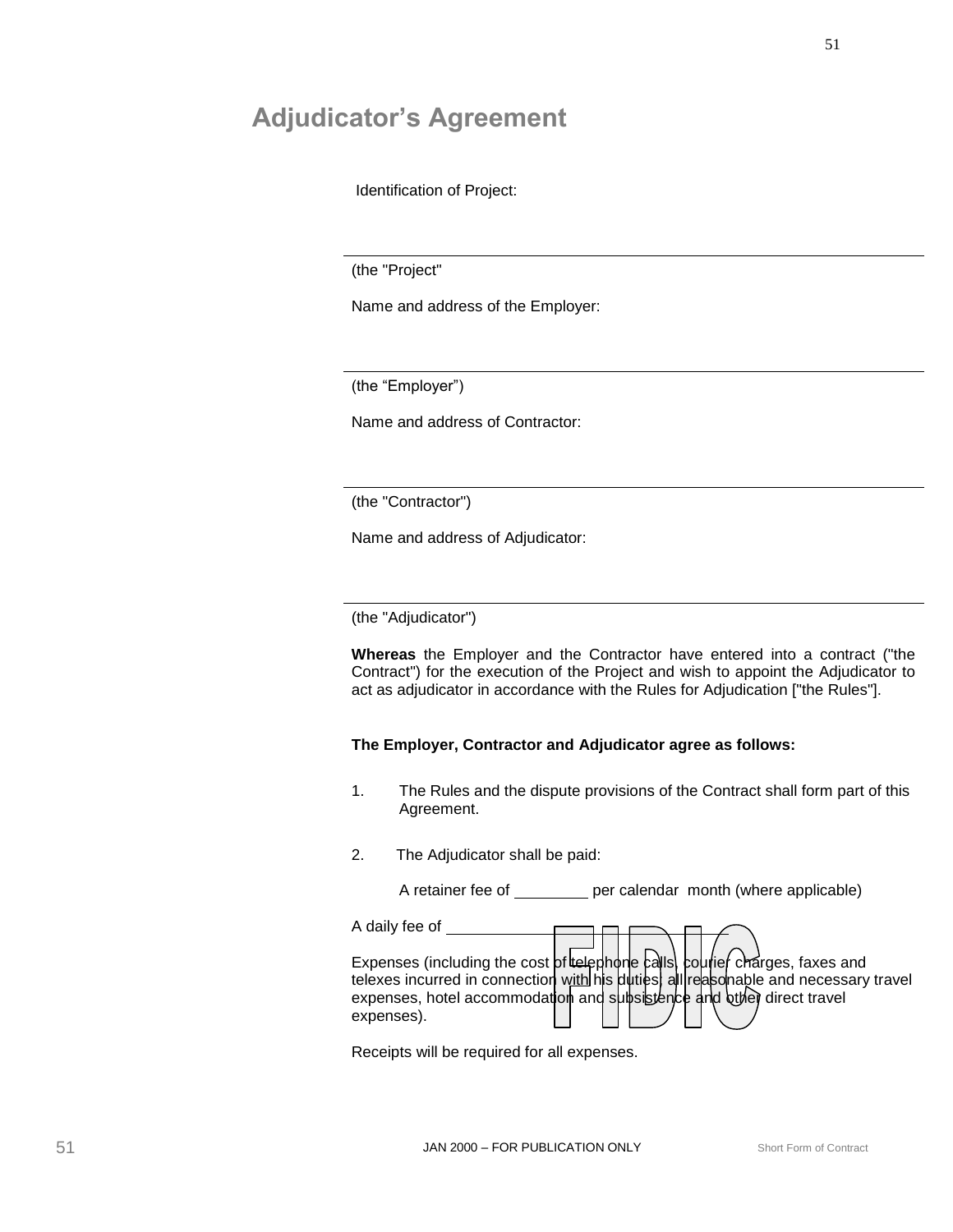# Adjudicator's Agreement

Identification of Project:

______________________________________________

(the "Project"

Name and address of the Employer:

______________________________________________

(the “Employer”)

Name and address of Contractor:

______________________________________________

(the "Contractor")

Name and address of Adjudicator:

______________________________________________

(the "Adjudicator")

**Whereas** the Employer and the Contractor have entered into a contract ("the Contract") for the execution of the Project and wish to appoint the Adjudicator to act as adjudicator in accordance with the Rules for Adjudication ["the Rules"].

**The Employer, Contractor and Adjudicator agree as follows:**

1. The Rules and the dispute provisions of the Contract shall form part of this Agreement.

2. The Adjudicator shall be paid:

   A retainer fee of ________ per calendar month (where applicable)

A daily fee of ______________________________

Expenses (including the cost of telephone calls, courier charges, faxes and telexes incurred in connection with his duties; all reasonable and necessary travel expenses, hotel accommodation and subsistence and other direct travel expenses).

Receipts will be required for all expenses.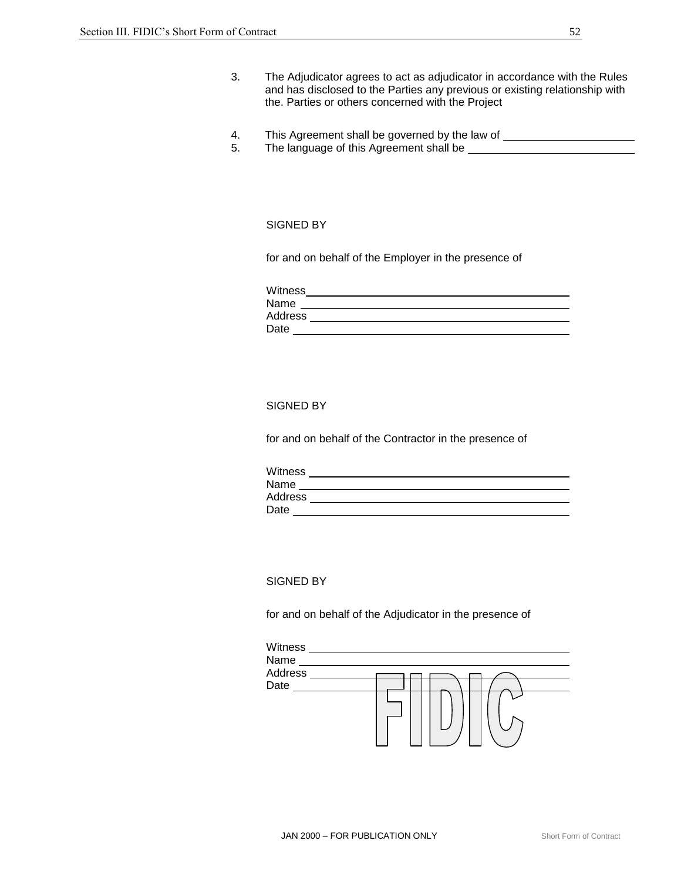3. The Adjudicator agrees to act as adjudicator in accordance with the Rules and has disclosed to the Parties any previous or existing relationship with the. Parties or others concerned with the Project

4. This Agreement shall be governed by the law of \_\_\_\_\_\_\_\_\_\_\_\_\_\_\_\_\_\_\_\_
5. The language of this Agreement shall be \_\_\_\_\_\_\_\_\_\_\_\_\_\_\_\_\_\_\_\_

SIGNED BY

for and on behalf of the Employer in the presence of

Witness \_\_\_\_\_\_\_\_\_\_\_\_\_\_\_\_\_\_\_\_\_\_\_\_\_\_\_\_\_\_\_\_\_\_\_\_\_\_\_\_
Name \_\_\_\_\_\_\_\_\_\_\_\_\_\_\_\_\_\_\_\_\_\_\_\_\_\_\_\_\_\_\_\_\_\_\_\_\_\_\_\_
Address \_\_\_\_\_\_\_\_\_\_\_\_\_\_\_\_\_\_\_\_\_\_\_\_\_\_\_\_\_\_\_\_\_\_\_\_\_\_\_\_
Date \_\_\_\_\_\_\_\_\_\_\_\_\_\_\_\_\_\_\_\_\_\_\_\_\_\_\_\_\_\_\_\_\_\_\_\_\_\_\_\_

SIGNED BY

for and on behalf of the Contractor in the presence of

Witness \_\_\_\_\_\_\_\_\_\_\_\_\_\_\_\_\_\_\_\_\_\_\_\_\_\_\_\_\_\_\_\_\_\_\_\_\_\_\_\_
Name \_\_\_\_\_\_\_\_\_\_\_\_\_\_\_\_\_\_\_\_\_\_\_\_\_\_\_\_\_\_\_\_\_\_\_\_\_\_\_\_
Address \_\_\_\_\_\_\_\_\_\_\_\_\_\_\_\_\_\_\_\_\_\_\_\_\_\_\_\_\_\_\_\_\_\_\_\_\_\_\_\_
Date \_\_\_\_\_\_\_\_\_\_\_\_\_\_\_\_\_\_\_\_\_\_\_\_\_\_\_\_\_\_\_\_\_\_\_\_\_\_\_\_

SIGNED BY

for and on behalf of the Adjudicator in the presence of

Witness \_\_\_\_\_\_\_\_\_\_\_\_\_\_\_\_\_\_\_\_\_\_\_\_\_\_\_\_\_\_\_\_\_\_\_\_\_\_\_\_
Name \_\_\_\_\_\_\_\_\_\_\_\_\_\_\_\_\_\_\_\_\_\_\_\_\_\_\_\_\_\_\_\_\_\_\_\_\_\_\_\_
Address \_\_\_\_\_\_\_\_\_\_\_\_\_\_\_\_\_\_\_\_\_\_\_\_\_\_\_\_\_\_\_\_\_\_\_\_\_\_\_\_
Date \_\_\_\_\_\_\_\_\_\_\_\_\_\_\_\_\_\_\_\_\_\_\_\_\_\_\_\_\_\_\_\_\_\_\_\_\_\_\_\_

FIDIC

JAN 2000 – FOR PUBLICATION ONLY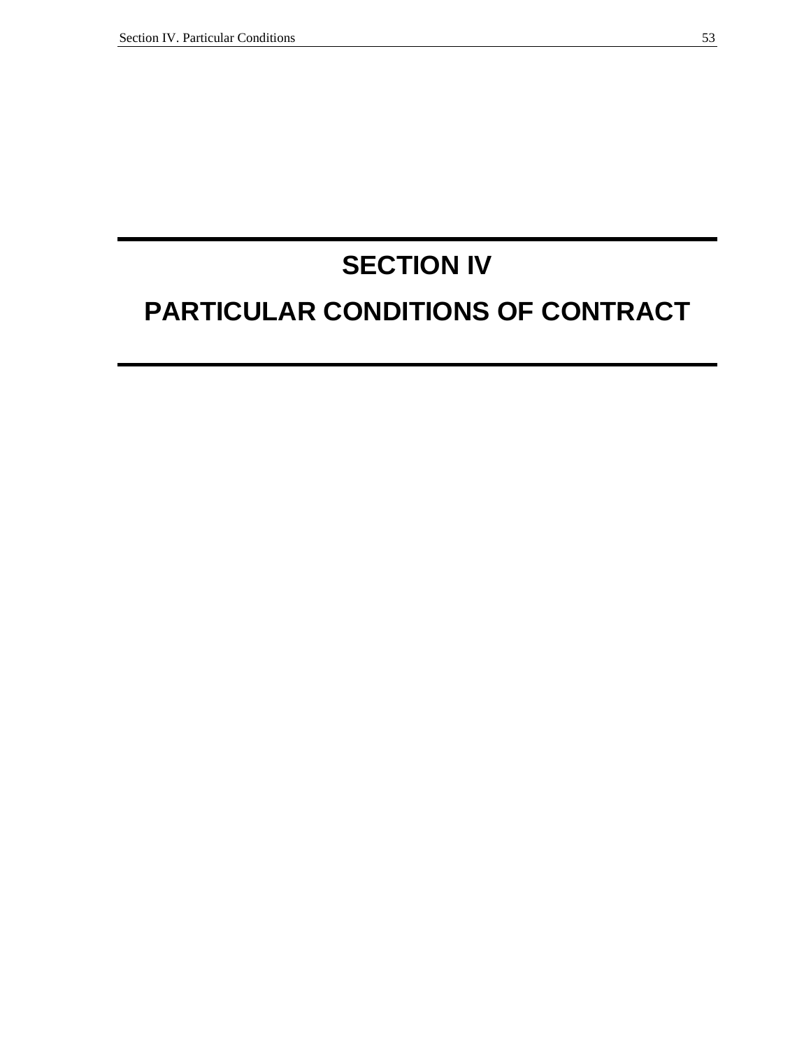# SECTION IV

# PARTICULAR CONDITIONS OF CONTRACT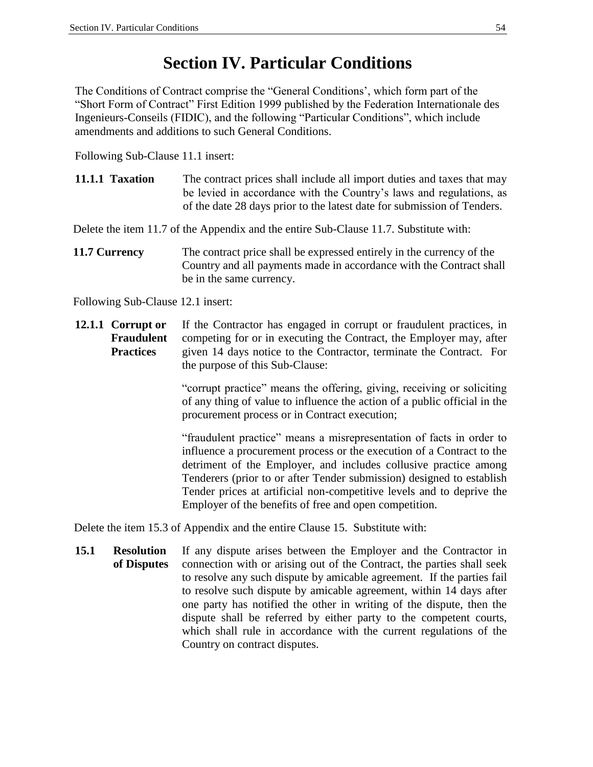# Section IV. Particular Conditions

The Conditions of Contract comprise the "General Conditions', which form part of the "Short Form of Contract" First Edition 1999 published by the Federation Internationale des Ingenieurs-Conseils (FIDIC), and the following "Particular Conditions", which include amendments and additions to such General Conditions.

Following Sub-Clause 11.1 insert:

**11.1.1 Taxation** The contract prices shall include all import duties and taxes that may be levied in accordance with the Country's laws and regulations, as of the date 28 days prior to the latest date for submission of Tenders.

Delete the item 11.7 of the Appendix and the entire Sub-Clause 11.7. Substitute with:

**11.7 Currency** The contract price shall be expressed entirely in the currency of the Country and all payments made in accordance with the Contract shall be in the same currency.

Following Sub-Clause 12.1 insert:

**12.1.1 Corrupt or Fraudulent Practices** If the Contractor has engaged in corrupt or fraudulent practices, in competing for or in executing the Contract, the Employer may, after given 14 days notice to the Contractor, terminate the Contract. For the purpose of this Sub-Clause:

"corrupt practice" means the offering, giving, receiving or soliciting of any thing of value to influence the action of a public official in the procurement process or in Contract execution;

"fraudulent practice" means a misrepresentation of facts in order to influence a procurement process or the execution of a Contract to the detriment of the Employer, and includes collusive practice among Tenderers (prior to or after Tender submission) designed to establish Tender prices at artificial non-competitive levels and to deprive the Employer of the benefits of free and open competition.

Delete the item 15.3 of Appendix and the entire Clause 15. Substitute with:

**15.1 Resolution of Disputes** If any dispute arises between the Employer and the Contractor in connection with or arising out of the Contract, the parties shall seek to resolve any such dispute by amicable agreement. If the parties fail to resolve such dispute by amicable agreement, within 14 days after one party has notified the other in writing of the dispute, then the dispute shall be referred by either party to the competent courts, which shall rule in accordance with the current regulations of the Country on contract disputes.